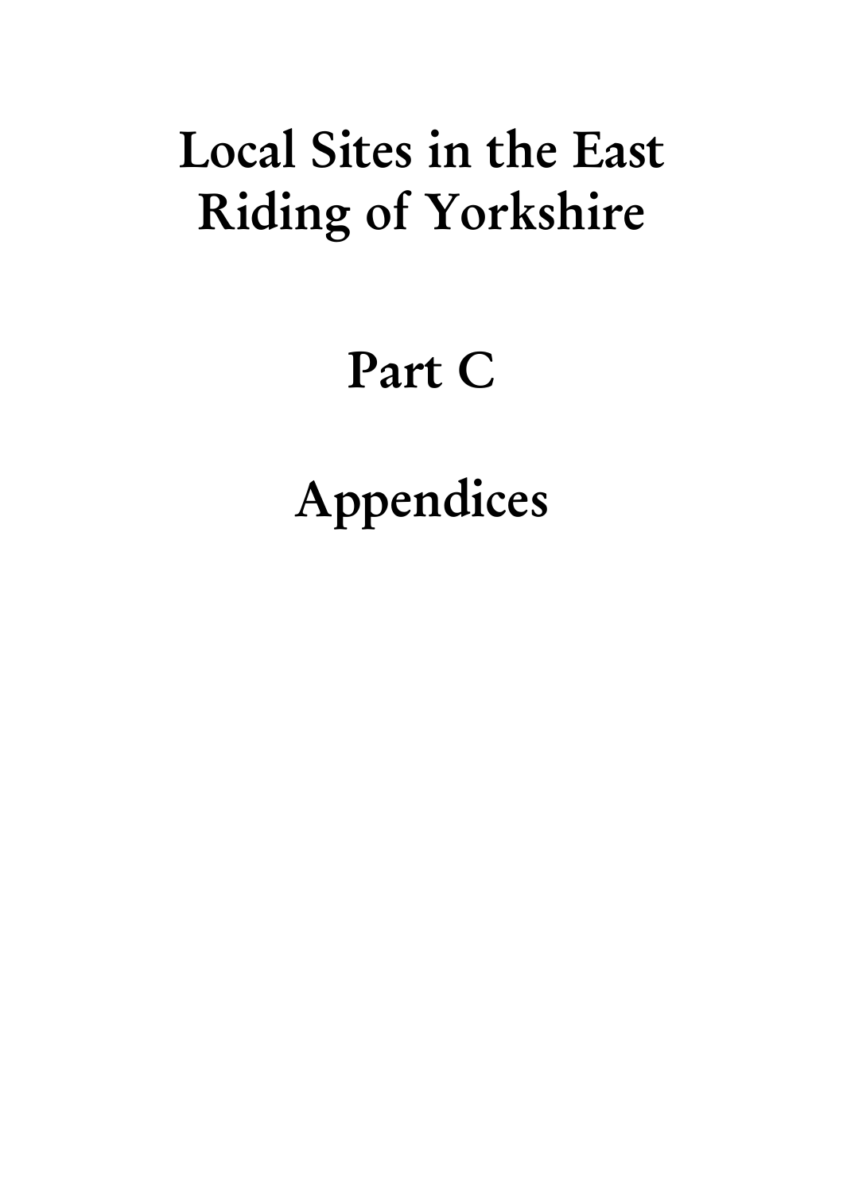# Local Sites in the East Riding of Yorkshire

# Part C

# Appendices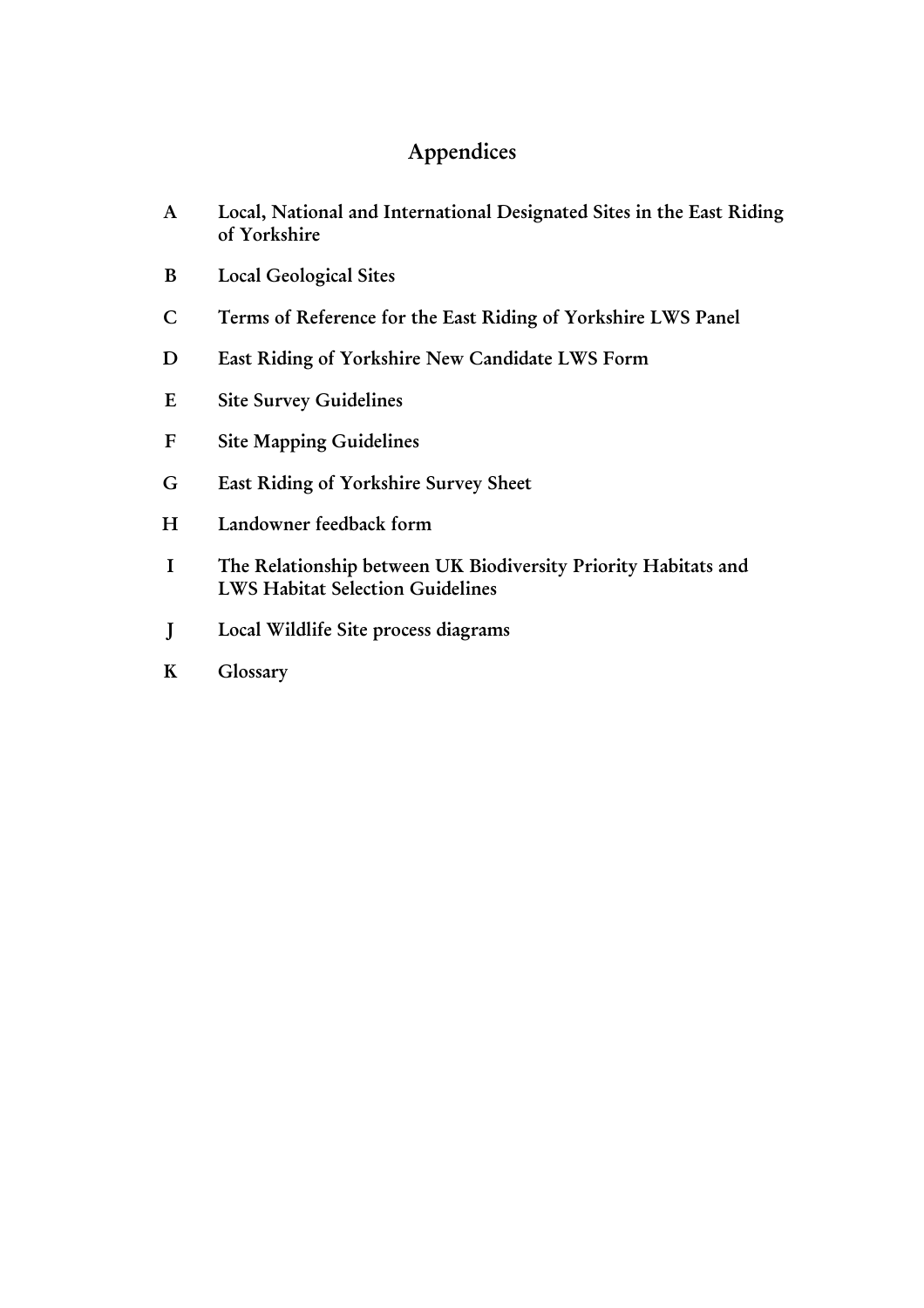# Appendices

- **A** Local, National and International Designated Sites in the East Riding of Yorkshire
- **B** Local Geological Sites
- **C** Terms of Reference for the East Riding of Yorkshire LWS Panel
- **D** East Riding of Yorkshire New Candidate LWS Form
- **E** Site Survey Guidelines
- **F** Site Mapping Guidelines
- **G** East Riding of Yorkshire Survey Sheet
- **H** Landowner feedback form
- **I** The Relationship between UK Biodiversity Priority Habitats and LWS Habitat Selection Guidelines
- **J** Local Wildlife Site process diagrams
- **K** Glossary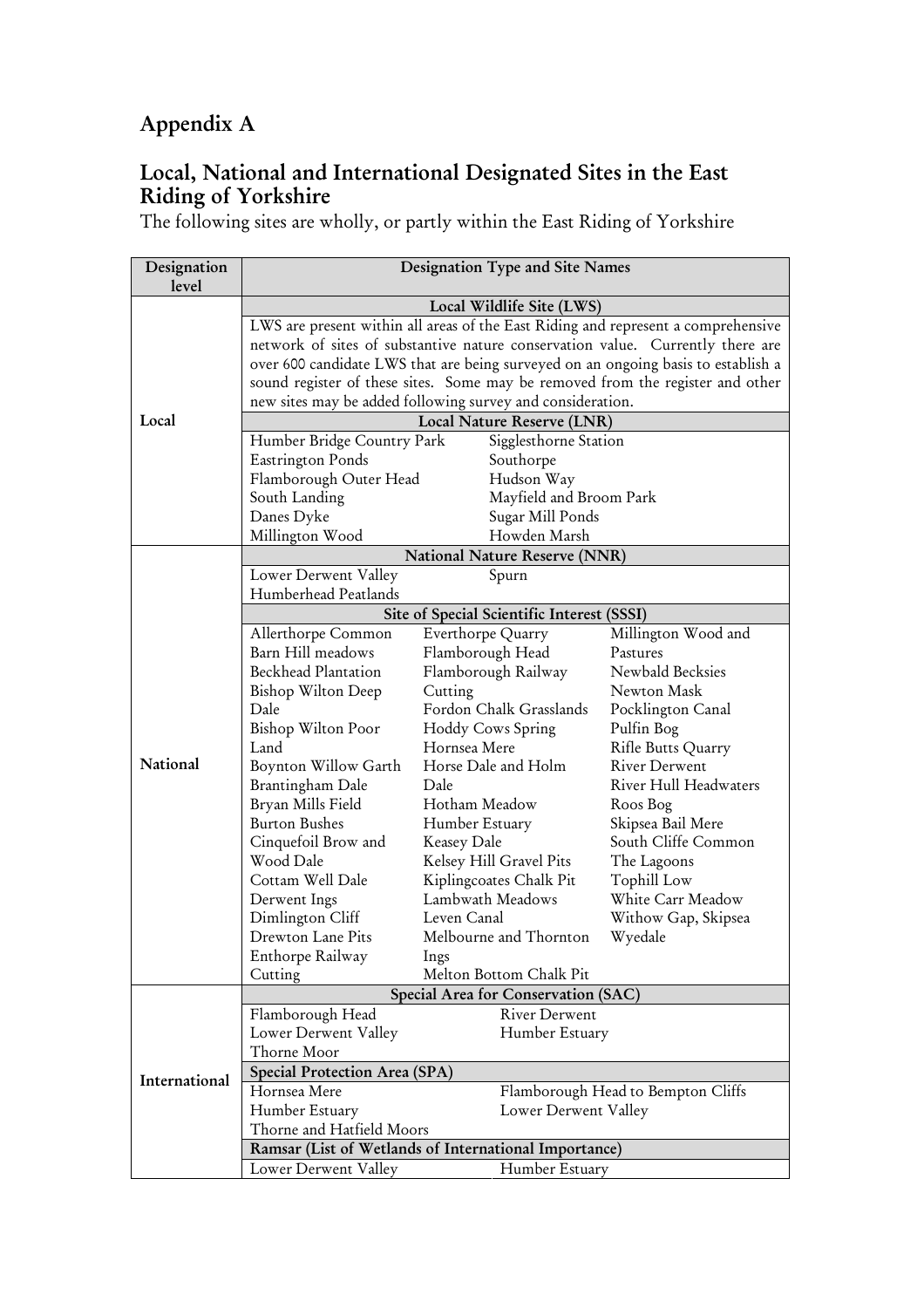# Appendix A

## Local, National and International Designated Sites in the East Riding of Yorkshire

The following sites are wholly, or partly within the East Riding of Yorkshire

| Designation level | Designation Type and Site Names | | |
|---|---|---|---|
| Local | **Local Wildlife Site (LWS)** | | |
| | LWS are present within all areas of the East Riding and represent a comprehensive network of sites of substantive nature conservation value. Currently there are over 600 candidate LWS that are being surveyed on an ongoing basis to establish a sound register of these sites. Some may be removed from the register and other new sites may be added following survey and consideration. | | |
| | **Local Nature Reserve (LNR)** | | |
| | Humber Bridge Country Park | Sigglesthorne Station | |
| | Eastrington Ponds | Southorpe | |
| | Flamborough Outer Head | Hudson Way | |
| | South Landing | Mayfield and Broom Park | |
| | Danes Dyke | Sugar Mill Ponds | |
| | Millington Wood | Howden Marsh | |
| National | **National Nature Reserve (NNR)** | | |
| | Lower Derwent Valley | Spurn | |
| | Humberhead Peatlands | | |
| | **Site of Special Scientific Interest (SSSI)** | | |
| | Allerthorpe Common | Everthorpe Quarry | Millington Wood and Pastures |
| | Barn Hill meadows | Flamborough Head | Newbald Becksies |
| | Beckhead Plantation | Flamborough Railway Cutting | Newton Mask |
| | Bishop Wilton Deep Dale | Fordon Chalk Grasslands | Pocklington Canal |
| | Bishop Wilton Poor Land | Hoddy Cows Spring | Pulfin Bog |
| | Boynton Willow Garth | Hornsea Mere | Rifle Butts Quarry |
| | Brantingham Dale | Horse Dale and Holm Dale | River Derwent |
| | Bryan Mills Field | Hotham Meadow | River Hull Headwaters |
| | Burton Bushes | Humber Estuary | Roos Bog |
| | Cinquefoil Brow and Wood Dale | Keasey Dale | Skipsea Bail Mere |
| | Cottam Well Dale | Kelsey Hill Gravel Pits | South Cliffe Common |
| | Derwent Ings | Kiplingcoates Chalk Pit | The Lagoons |
| | Dimlington Cliff | Lambwath Meadows | Tophill Low |
| | Drewton Lane Pits | Leven Canal | White Carr Meadow |
| | Enthorpe Railway Cutting | Melbourne and Thornton Ings | Withow Gap, Skipsea |
| | | Melton Bottom Chalk Pit | Wyedale |
| International | **Special Area for Conservation (SAC)** | | |
| | Flamborough Head | River Derwent | |
| | Lower Derwent Valley | Humber Estuary | |
| | Thorne Moor | | |
| | **Special Protection Area (SPA)** | | |
| | Hornsea Mere | Flamborough Head to Bempton Cliffs | |
| | Humber Estuary | Lower Derwent Valley | |
| | Thorne and Hatfield Moors | | |
| | **Ramsar (List of Wetlands of International Importance)** | | |
| | Lower Derwent Valley | Humber Estuary | |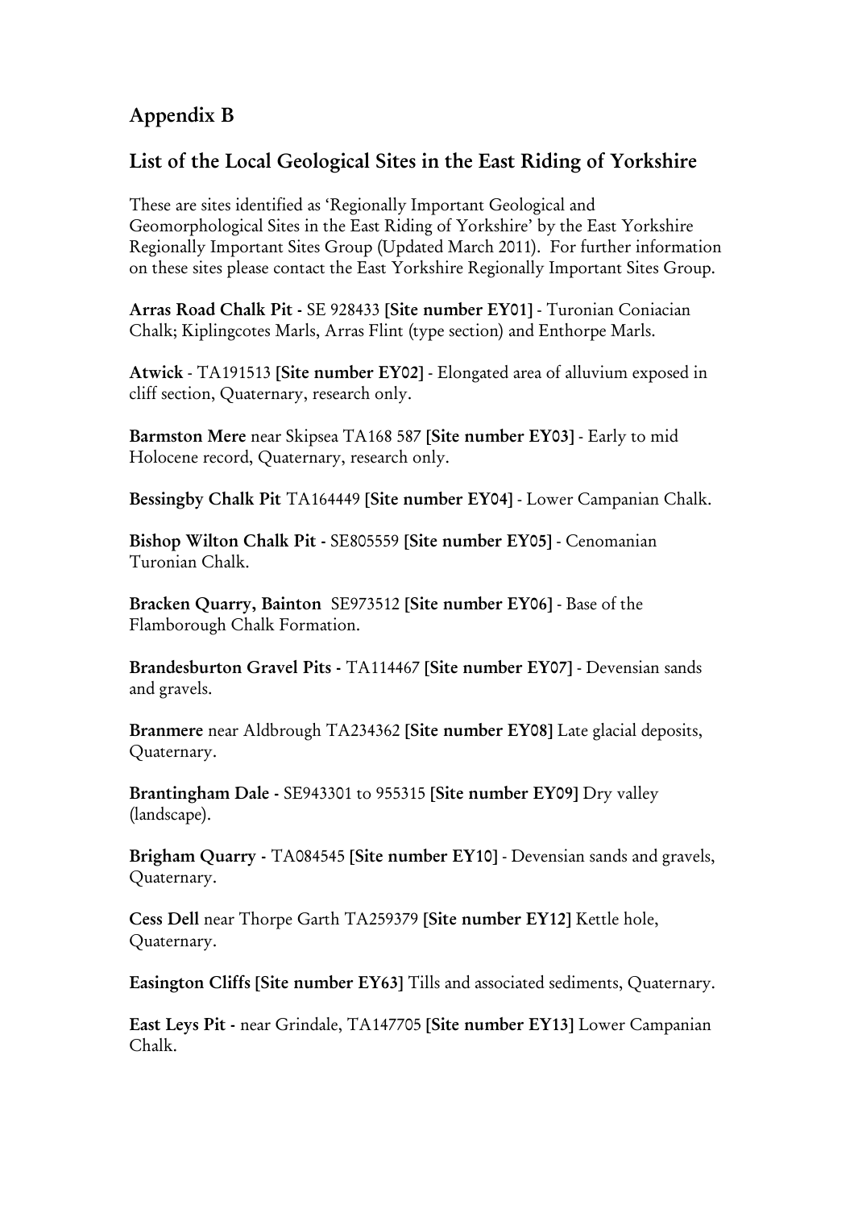## Appendix B

## List of the Local Geological Sites in the East Riding of Yorkshire

These are sites identified as 'Regionally Important Geological and Geomorphological Sites in the East Riding of Yorkshire' by the East Yorkshire Regionally Important Sites Group (Updated March 2011). For further information on these sites please contact the East Yorkshire Regionally Important Sites Group.

**Arras Road Chalk Pit -** SE 928433 **[Site number EY01]** - Turonian Coniacian Chalk; Kiplingcotes Marls, Arras Flint (type section) and Enthorpe Marls.

**Atwick** - TA191513 **[Site number EY02]** - Elongated area of alluvium exposed in cliff section, Quaternary, research only.

**Barmston Mere** near Skipsea TA168 587 **[Site number EY03]** - Early to mid Holocene record, Quaternary, research only.

**Bessingby Chalk Pit** TA164449 **[Site number EY04]** - Lower Campanian Chalk.

**Bishop Wilton Chalk Pit -** SE805559 **[Site number EY05]** - Cenomanian Turonian Chalk.

**Bracken Quarry, Bainton** SE973512 **[Site number EY06]** - Base of the Flamborough Chalk Formation.

**Brandesburton Gravel Pits -** TA114467 **[Site number EY07]** - Devensian sands and gravels.

**Branmere** near Aldbrough TA234362 **[Site number EY08]** Late glacial deposits, Quaternary.

**Brantingham Dale -** SE943301 to 955315 **[Site number EY09]** Dry valley (landscape).

**Brigham Quarry -** TA084545 **[Site number EY10]** - Devensian sands and gravels, Quaternary.

**Cess Dell** near Thorpe Garth TA259379 **[Site number EY12]** Kettle hole, Quaternary.

**Easington Cliffs [Site number EY63]** Tills and associated sediments, Quaternary.

**East Leys Pit -** near Grindale, TA147705 **[Site number EY13]** Lower Campanian Chalk.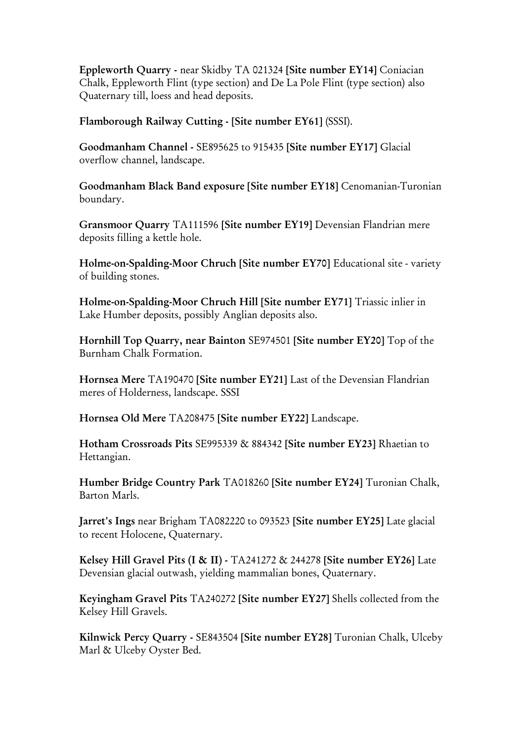**Eppleworth Quarry -** near Skidby TA 021324 **[Site number EY14]** Coniacian Chalk, Eppleworth Flint (type section) and De La Pole Flint (type section) also Quaternary till, loess and head deposits.

**Flamborough Railway Cutting - [Site number EY61]** (SSSI).

**Goodmanham Channel -** SE895625 to 915435 **[Site number EY17]** Glacial overflow channel, landscape.

**Goodmanham Black Band exposure [Site number EY18]** Cenomanian-Turonian boundary.

**Gransmoor Quarry** TA111596 **[Site number EY19]** Devensian Flandrian mere deposits filling a kettle hole.

**Holme-on-Spalding-Moor Chruch [Site number EY70]** Educational site - variety of building stones.

**Holme-on-Spalding-Moor Chruch Hill [Site number EY71]** Triassic inlier in Lake Humber deposits, possibly Anglian deposits also.

**Hornhill Top Quarry, near Bainton** SE974501 **[Site number EY20]** Top of the Burnham Chalk Formation.

**Hornsea Mere** TA190470 **[Site number EY21]** Last of the Devensian Flandrian meres of Holderness, landscape. SSSI

**Hornsea Old Mere** TA208475 **[Site number EY22]** Landscape.

**Hotham Crossroads Pits** SE995339 & 884342 **[Site number EY23]** Rhaetian to Hettangian.

**Humber Bridge Country Park** TA018260 **[Site number EY24]** Turonian Chalk, Barton Marls.

**Jarret's Ings** near Brigham TA082220 to 093523 **[Site number EY25]** Late glacial to recent Holocene, Quaternary.

**Kelsey Hill Gravel Pits (I & II) -** TA241272 & 244278 **[Site number EY26]** Late Devensian glacial outwash, yielding mammalian bones, Quaternary.

**Keyingham Gravel Pits** TA240272 **[Site number EY27]** Shells collected from the Kelsey Hill Gravels.

**Kilnwick Percy Quarry -** SE843504 **[Site number EY28]** Turonian Chalk, Ulceby Marl & Ulceby Oyster Bed.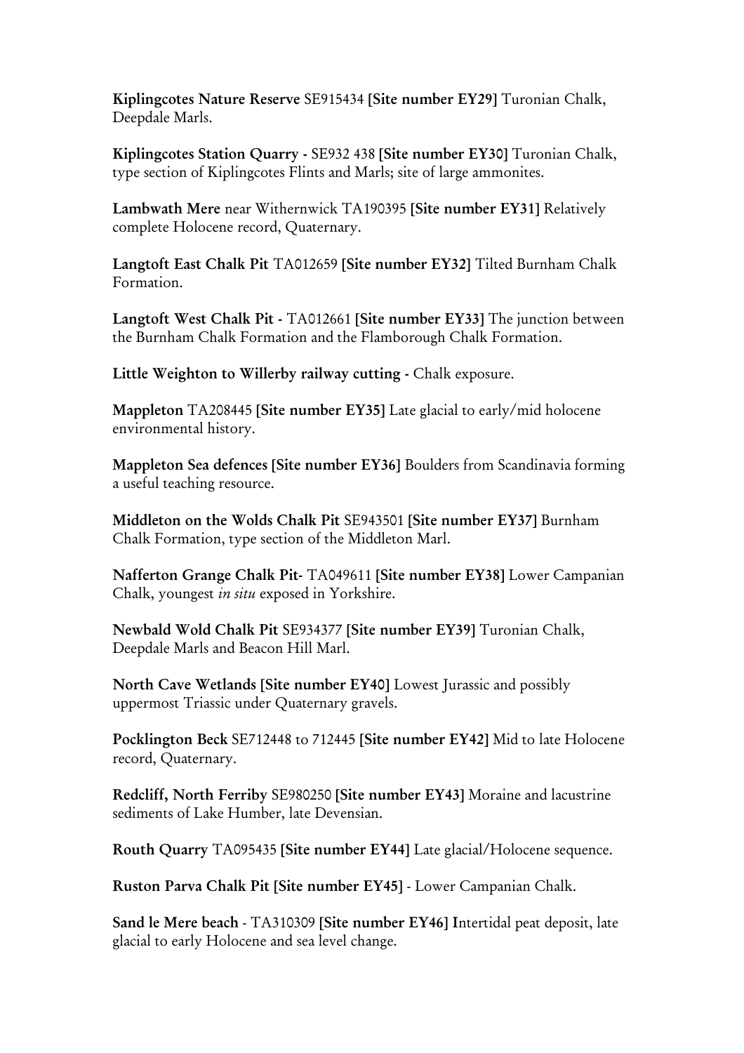**Kiplingcotes Nature Reserve** SE915434 **[Site number EY29]** Turonian Chalk, Deepdale Marls.

**Kiplingcotes Station Quarry -** SE932 438 **[Site number EY30]** Turonian Chalk, type section of Kiplingcotes Flints and Marls; site of large ammonites.

**Lambwath Mere** near Withernwick TA190395 **[Site number EY31]** Relatively complete Holocene record, Quaternary.

**Langtoft East Chalk Pit** TA012659 **[Site number EY32]** Tilted Burnham Chalk Formation.

**Langtoft West Chalk Pit -** TA012661 **[Site number EY33]** The junction between the Burnham Chalk Formation and the Flamborough Chalk Formation.

**Little Weighton to Willerby railway cutting -** Chalk exposure.

**Mappleton** TA208445 **[Site number EY35]** Late glacial to early/mid holocene environmental history.

**Mappleton Sea defences [Site number EY36]** Boulders from Scandinavia forming a useful teaching resource.

**Middleton on the Wolds Chalk Pit** SE943501 **[Site number EY37]** Burnham Chalk Formation, type section of the Middleton Marl.

**Nafferton Grange Chalk Pit-** TA049611 **[Site number EY38]** Lower Campanian Chalk, youngest *in situ* exposed in Yorkshire.

**Newbald Wold Chalk Pit** SE934377 **[Site number EY39]** Turonian Chalk, Deepdale Marls and Beacon Hill Marl.

**North Cave Wetlands [Site number EY40]** Lowest Jurassic and possibly uppermost Triassic under Quaternary gravels.

**Pocklington Beck** SE712448 to 712445 **[Site number EY42]** Mid to late Holocene record, Quaternary.

**Redcliff, North Ferriby** SE980250 **[Site number EY43]** Moraine and lacustrine sediments of Lake Humber, late Devensian.

**Routh Quarry** TA095435 **[Site number EY44]** Late glacial/Holocene sequence.

**Ruston Parva Chalk Pit [Site number EY45]** - Lower Campanian Chalk.

**Sand le Mere beach** - TA310309 **[Site number EY46] I**ntertidal peat deposit, late glacial to early Holocene and sea level change.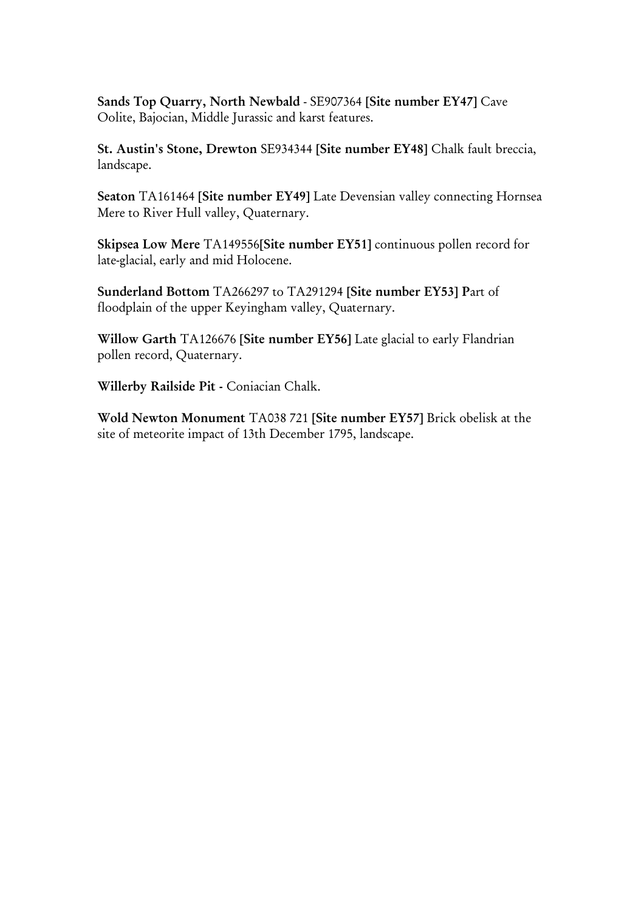**Sands Top Quarry, North Newbald** - SE907364 **[Site number EY47]** Cave Oolite, Bajocian, Middle Jurassic and karst features.

**St. Austin's Stone, Drewton** SE934344 **[Site number EY48]** Chalk fault breccia, landscape.

**Seaton** TA161464 **[Site number EY49]** Late Devensian valley connecting Hornsea Mere to River Hull valley, Quaternary.

**Skipsea Low Mere** TA149556**[Site number EY51]** continuous pollen record for late-glacial, early and mid Holocene.

**Sunderland Bottom** TA266297 to TA291294 **[Site number EY53] P**art of floodplain of the upper Keyingham valley, Quaternary.

**Willow Garth** TA126676 **[Site number EY56]** Late glacial to early Flandrian pollen record, Quaternary.

**Willerby Railside Pit -** Coniacian Chalk.

**Wold Newton Monument** TA038 721 **[Site number EY57]** Brick obelisk at the site of meteorite impact of 13th December 1795, landscape.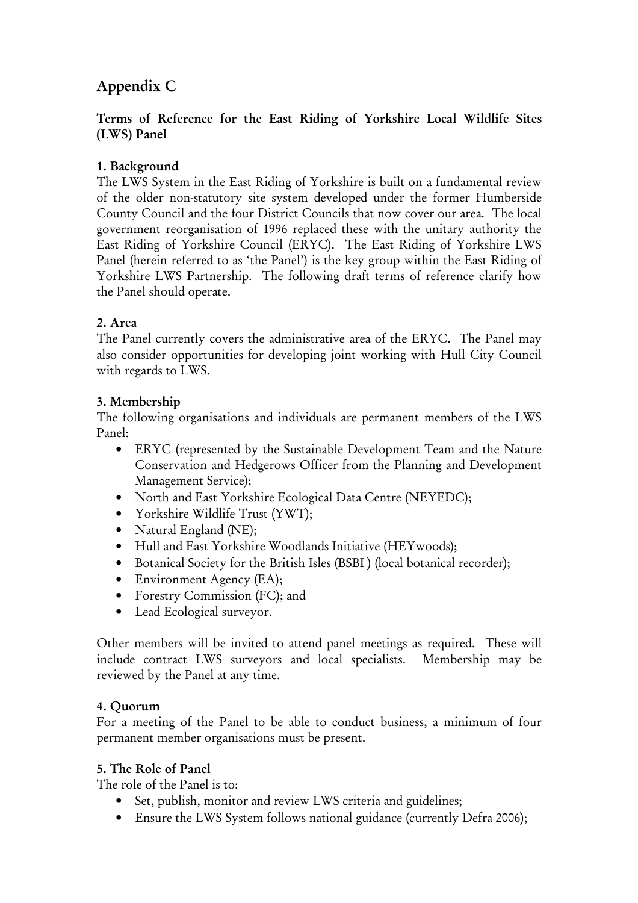## Appendix C

### Terms of Reference for the East Riding of Yorkshire Local Wildlife Sites (LWS) Panel

**1. Background**

The LWS System in the East Riding of Yorkshire is built on a fundamental review of the older non-statutory site system developed under the former Humberside County Council and the four District Councils that now cover our area. The local government reorganisation of 1996 replaced these with the unitary authority the East Riding of Yorkshire Council (ERYC). The East Riding of Yorkshire LWS Panel (herein referred to as 'the Panel') is the key group within the East Riding of Yorkshire LWS Partnership. The following draft terms of reference clarify how the Panel should operate.

**2. Area**

The Panel currently covers the administrative area of the ERYC. The Panel may also consider opportunities for developing joint working with Hull City Council with regards to LWS.

**3. Membership**

The following organisations and individuals are permanent members of the LWS Panel:

- ERYC (represented by the Sustainable Development Team and the Nature Conservation and Hedgerows Officer from the Planning and Development Management Service);
- North and East Yorkshire Ecological Data Centre (NEYEDC);
- Yorkshire Wildlife Trust (YWT);
- Natural England (NE);
- Hull and East Yorkshire Woodlands Initiative (HEYwoods);
- Botanical Society for the British Isles (BSBI ) (local botanical recorder);
- Environment Agency (EA);
- Forestry Commission (FC); and
- Lead Ecological surveyor.

Other members will be invited to attend panel meetings as required. These will include contract LWS surveyors and local specialists. Membership may be reviewed by the Panel at any time.

**4. Quorum**

For a meeting of the Panel to be able to conduct business, a minimum of four permanent member organisations must be present.

**5. The Role of Panel**

The role of the Panel is to:

- Set, publish, monitor and review LWS criteria and guidelines;
- Ensure the LWS System follows national guidance (currently Defra 2006);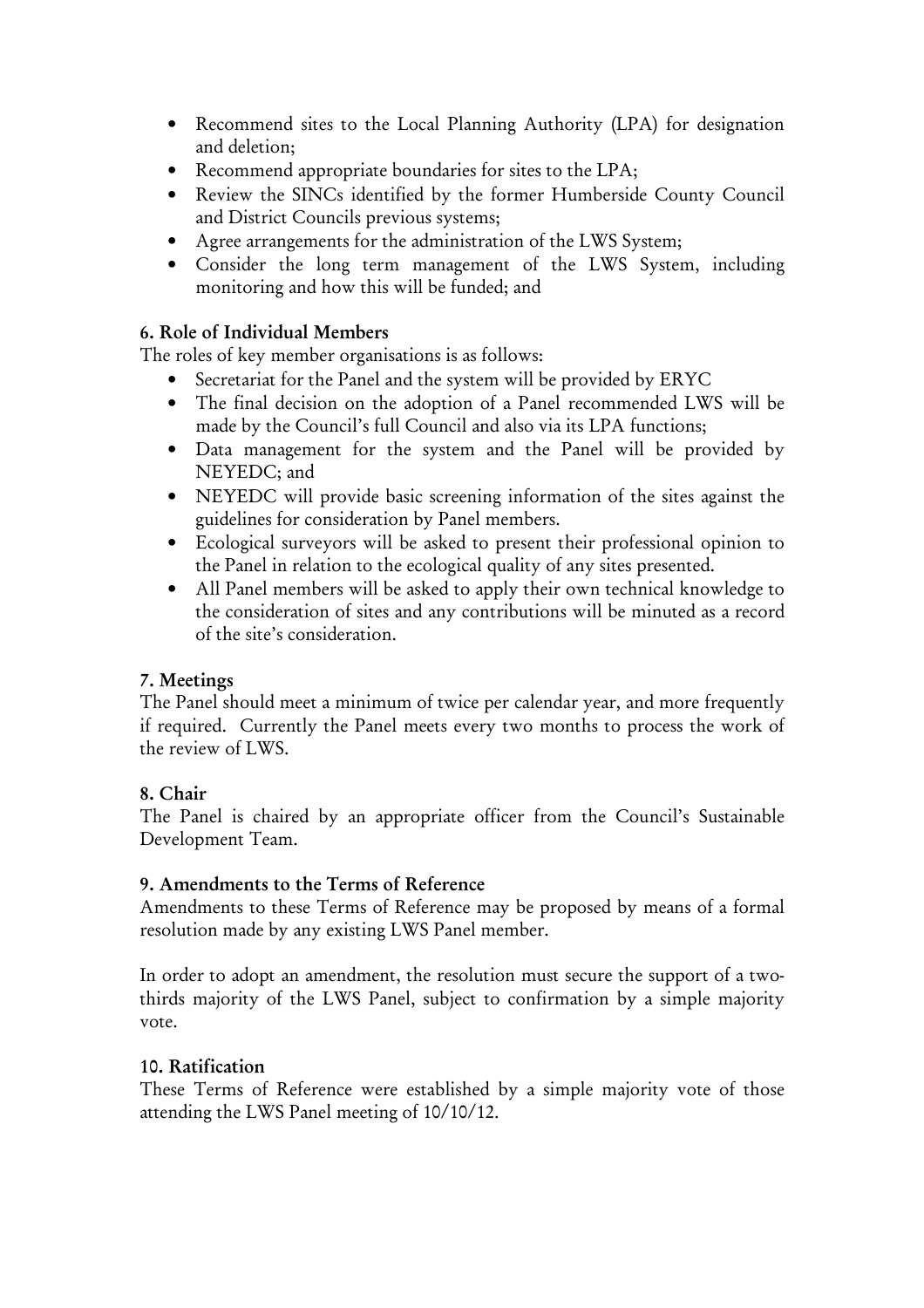- Recommend sites to the Local Planning Authority (LPA) for designation and deletion;
- Recommend appropriate boundaries for sites to the LPA;
- Review the SINCs identified by the former Humberside County Council and District Councils previous systems;
- Agree arrangements for the administration of the LWS System;
- Consider the long term management of the LWS System, including monitoring and how this will be funded; and

### 6. Role of Individual Members

The roles of key member organisations is as follows:

- Secretariat for the Panel and the system will be provided by ERYC
- The final decision on the adoption of a Panel recommended LWS will be made by the Council's full Council and also via its LPA functions;
- Data management for the system and the Panel will be provided by NEYEDC; and
- NEYEDC will provide basic screening information of the sites against the guidelines for consideration by Panel members.
- Ecological surveyors will be asked to present their professional opinion to the Panel in relation to the ecological quality of any sites presented.
- All Panel members will be asked to apply their own technical knowledge to the consideration of sites and any contributions will be minuted as a record of the site's consideration.

### 7. Meetings

The Panel should meet a minimum of twice per calendar year, and more frequently if required. Currently the Panel meets every two months to process the work of the review of LWS.

### 8. Chair

The Panel is chaired by an appropriate officer from the Council's Sustainable Development Team.

### 9. Amendments to the Terms of Reference

Amendments to these Terms of Reference may be proposed by means of a formal resolution made by any existing LWS Panel member.

In order to adopt an amendment, the resolution must secure the support of a two-thirds majority of the LWS Panel, subject to confirmation by a simple majority vote.

### 10. Ratification

These Terms of Reference were established by a simple majority vote of those attending the LWS Panel meeting of 10/10/12.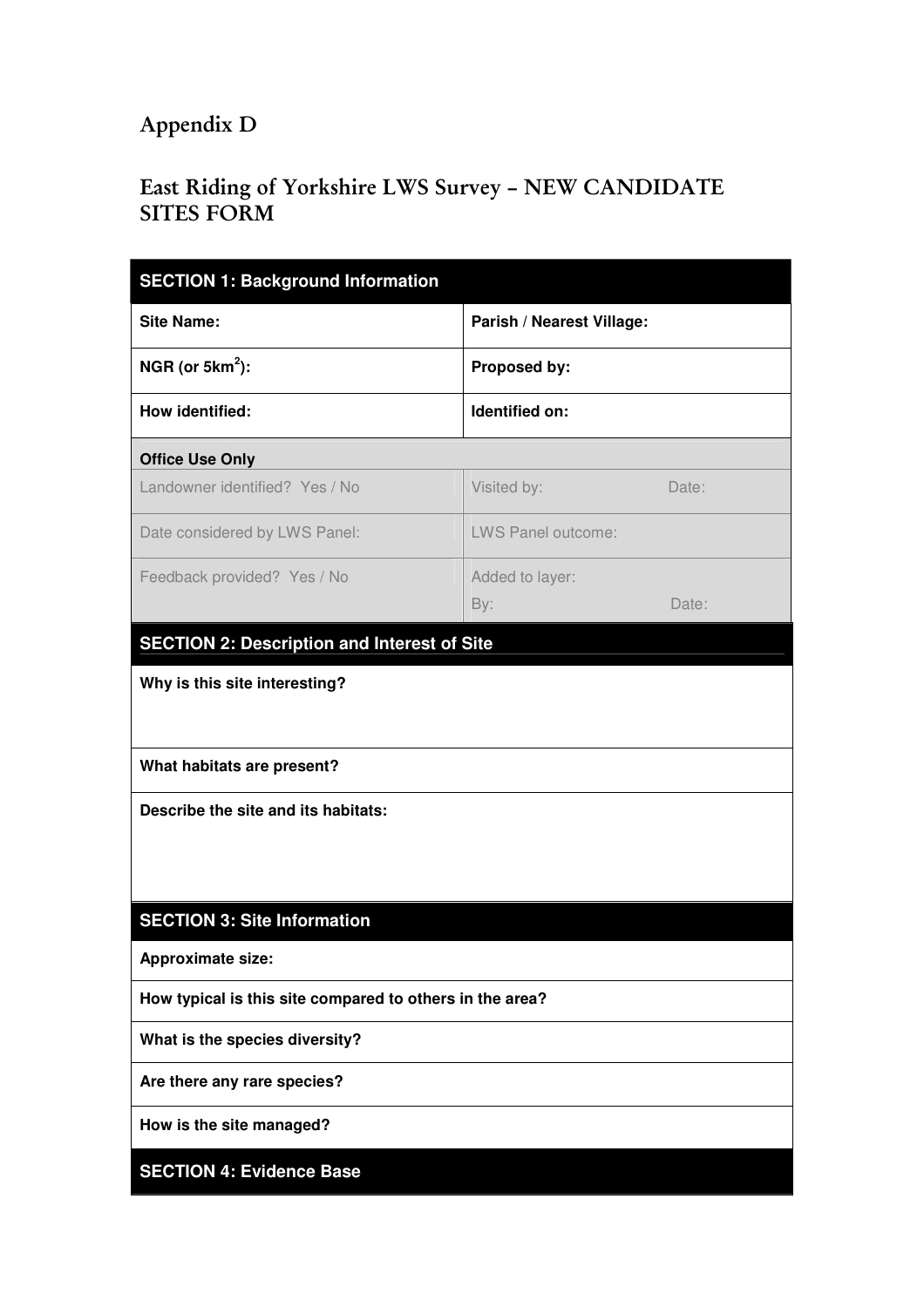# Appendix D

## East Riding of Yorkshire LWS Survey – NEW CANDIDATE SITES FORM

| **SECTION 1: Background Information** | |
|---|---|
| **Site Name:** | **Parish / Nearest Village:** |
| **NGR (or 5km$^2$):** | **Proposed by:** |
| **How identified:** | **Identified on:** |
| **Office Use Only** | |
| Landowner identified? Yes / No | Visited by: Date: |
| Date considered by LWS Panel: | LWS Panel outcome: |
| Feedback provided? Yes / No | Added to layer: By: Date: |

| **SECTION 2: Description and Interest of Site** |
|---|
| **Why is this site interesting?** |
| **What habitats are present?** |
| **Describe the site and its habitats:** |

| **SECTION 3: Site Information** |
|---|
| **Approximate size:** |
| **How typical is this site compared to others in the area?** |
| **What is the species diversity?** |
| **Are there any rare species?** |
| **How is the site managed?** |

| **SECTION 4: Evidence Base** |
|---|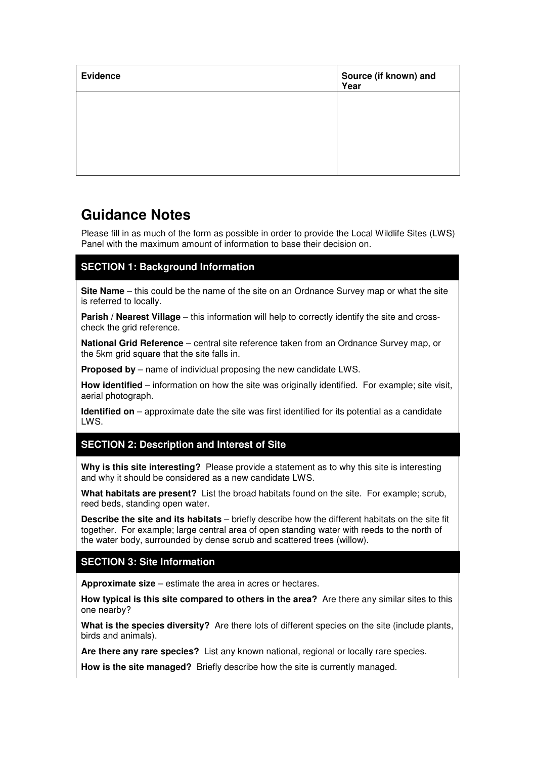| Evidence | Source (if known) and Year |
| --- | --- |
| | |

## Guidance Notes

Please fill in as much of the form as possible in order to provide the Local Wildlife Sites (LWS) Panel with the maximum amount of information to base their decision on.

### SECTION 1: Background Information

**Site Name** – this could be the name of the site on an Ordnance Survey map or what the site is referred to locally.

**Parish / Nearest Village** – this information will help to correctly identify the site and cross-check the grid reference.

**National Grid Reference** – central site reference taken from an Ordnance Survey map, or the 5km grid square that the site falls in.

**Proposed by** – name of individual proposing the new candidate LWS.

**How identified** – information on how the site was originally identified. For example; site visit, aerial photograph.

**Identified on** – approximate date the site was first identified for its potential as a candidate LWS.

### SECTION 2: Description and Interest of Site

**Why is this site interesting?** Please provide a statement as to why this site is interesting and why it should be considered as a new candidate LWS.

**What habitats are present?** List the broad habitats found on the site. For example; scrub, reed beds, standing open water.

**Describe the site and its habitats** – briefly describe how the different habitats on the site fit together. For example; large central area of open standing water with reeds to the north of the water body, surrounded by dense scrub and scattered trees (willow).

### SECTION 3: Site Information

**Approximate size** – estimate the area in acres or hectares.

**How typical is this site compared to others in the area?** Are there any similar sites to this one nearby?

**What is the species diversity?** Are there lots of different species on the site (include plants, birds and animals).

**Are there any rare species?** List any known national, regional or locally rare species.

**How is the site managed?** Briefly describe how the site is currently managed.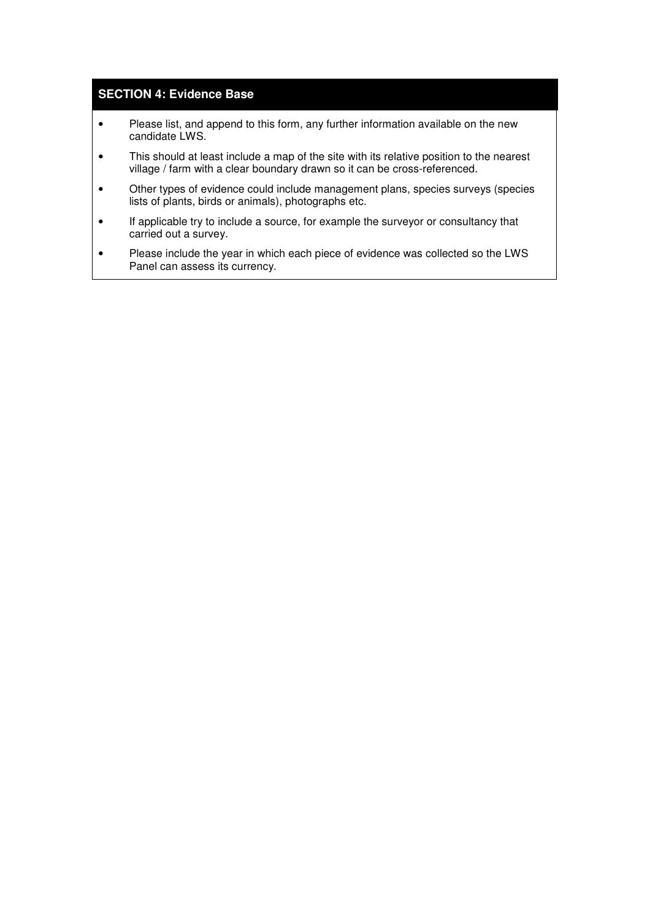## SECTION 4: Evidence Base

- Please list, and append to this form, any further information available on the new candidate LWS.
- This should at least include a map of the site with its relative position to the nearest village / farm with a clear boundary drawn so it can be cross-referenced.
- Other types of evidence could include management plans, species surveys (species lists of plants, birds or animals), photographs etc.
- If applicable try to include a source, for example the surveyor or consultancy that carried out a survey.
- Please include the year in which each piece of evidence was collected so the LWS Panel can assess its currency.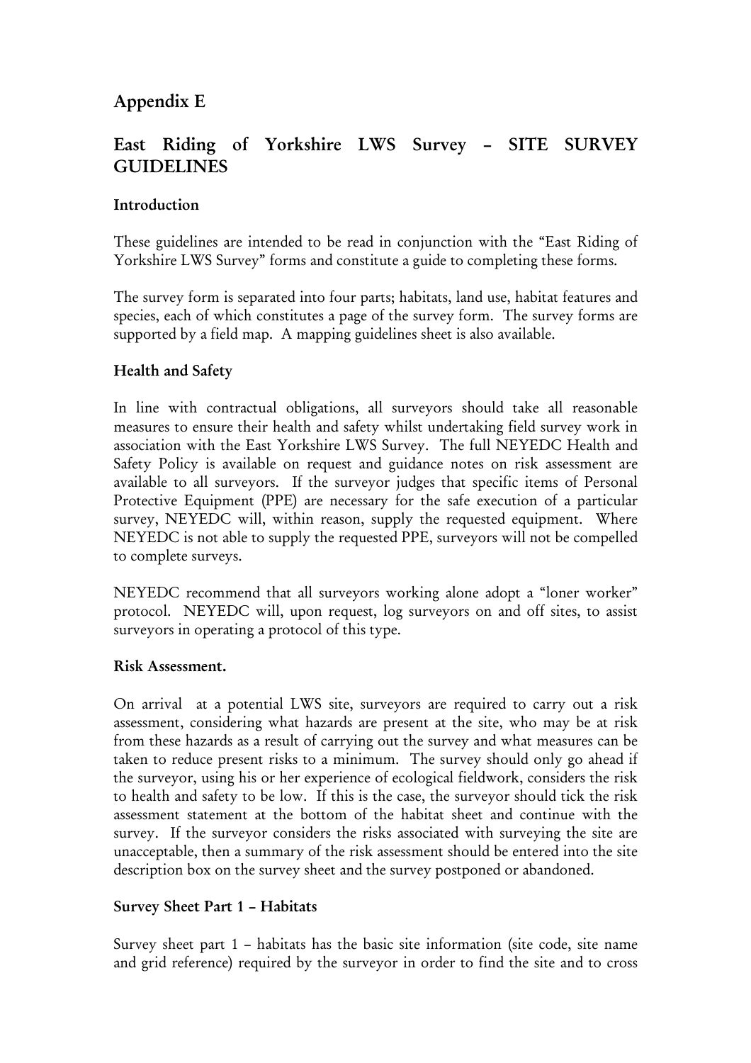# Appendix E

## East Riding of Yorkshire LWS Survey – SITE SURVEY GUIDELINES

### Introduction

These guidelines are intended to be read in conjunction with the "East Riding of Yorkshire LWS Survey" forms and constitute a guide to completing these forms.

The survey form is separated into four parts; habitats, land use, habitat features and species, each of which constitutes a page of the survey form. The survey forms are supported by a field map. A mapping guidelines sheet is also available.

### Health and Safety

In line with contractual obligations, all surveyors should take all reasonable measures to ensure their health and safety whilst undertaking field survey work in association with the East Yorkshire LWS Survey. The full NEYEDC Health and Safety Policy is available on request and guidance notes on risk assessment are available to all surveyors. If the surveyor judges that specific items of Personal Protective Equipment (PPE) are necessary for the safe execution of a particular survey, NEYEDC will, within reason, supply the requested equipment. Where NEYEDC is not able to supply the requested PPE, surveyors will not be compelled to complete surveys.

NEYEDC recommend that all surveyors working alone adopt a "loner worker" protocol. NEYEDC will, upon request, log surveyors on and off sites, to assist surveyors in operating a protocol of this type.

### Risk Assessment.

On arrival at a potential LWS site, surveyors are required to carry out a risk assessment, considering what hazards are present at the site, who may be at risk from these hazards as a result of carrying out the survey and what measures can be taken to reduce present risks to a minimum. The survey should only go ahead if the surveyor, using his or her experience of ecological fieldwork, considers the risk to health and safety to be low. If this is the case, the surveyor should tick the risk assessment statement at the bottom of the habitat sheet and continue with the survey. If the surveyor considers the risks associated with surveying the site are unacceptable, then a summary of the risk assessment should be entered into the site description box on the survey sheet and the survey postponed or abandoned.

### Survey Sheet Part 1 – Habitats

Survey sheet part 1 – habitats has the basic site information (site code, site name and grid reference) required by the surveyor in order to find the site and to cross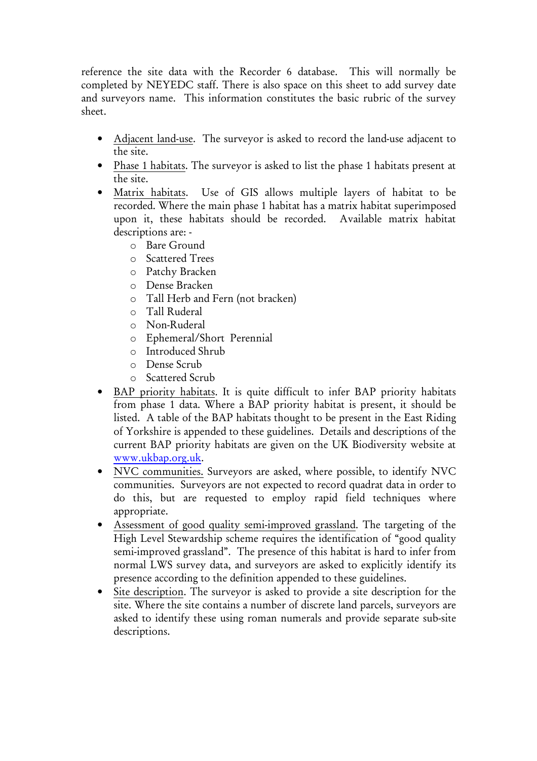reference the site data with the Recorder 6 database. This will normally be completed by NEYEDC staff. There is also space on this sheet to add survey date and surveyors name. This information constitutes the basic rubric of the survey sheet.

- Adjacent land-use. The surveyor is asked to record the land-use adjacent to the site.
- Phase 1 habitats. The surveyor is asked to list the phase 1 habitats present at the site.
- Matrix habitats. Use of GIS allows multiple layers of habitat to be recorded. Where the main phase 1 habitat has a matrix habitat superimposed upon it, these habitats should be recorded. Available matrix habitat descriptions are: -
    - Bare Ground
    - Scattered Trees
    - Patchy Bracken
    - Dense Bracken
    - Tall Herb and Fern (not bracken)
    - Tall Ruderal
    - Non-Ruderal
    - Ephemeral/Short Perennial
    - Introduced Shrub
    - Dense Scrub
    - Scattered Scrub
- BAP priority habitats. It is quite difficult to infer BAP priority habitats from phase 1 data. Where a BAP priority habitat is present, it should be listed. A table of the BAP habitats thought to be present in the East Riding of Yorkshire is appended to these guidelines. Details and descriptions of the current BAP priority habitats are given on the UK Biodiversity website at [www.ukbap.org.uk](http://www.ukbap.org.uk).
- NVC communities. Surveyors are asked, where possible, to identify NVC communities. Surveyors are not expected to record quadrat data in order to do this, but are requested to employ rapid field techniques where appropriate.
- Assessment of good quality semi-improved grassland. The targeting of the High Level Stewardship scheme requires the identification of "good quality semi-improved grassland". The presence of this habitat is hard to infer from normal LWS survey data, and surveyors are asked to explicitly identify its presence according to the definition appended to these guidelines.
- Site description. The surveyor is asked to provide a site description for the site. Where the site contains a number of discrete land parcels, surveyors are asked to identify these using roman numerals and provide separate sub-site descriptions.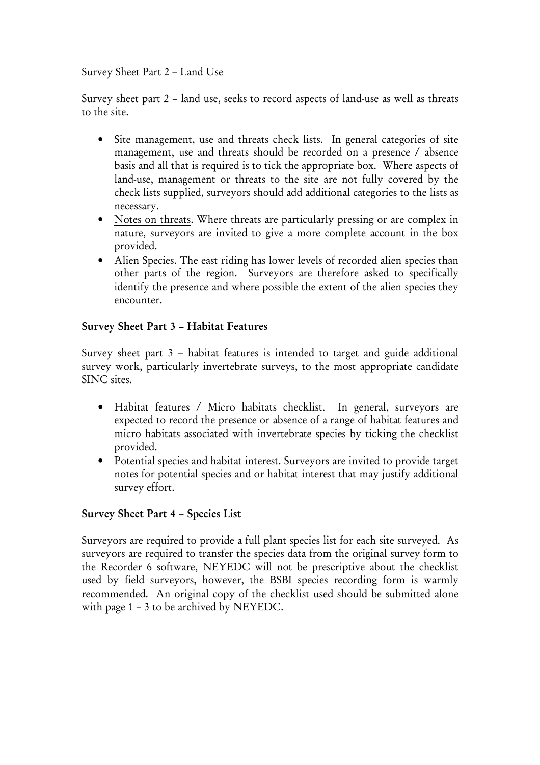Survey Sheet Part 2 – Land Use

Survey sheet part 2 – land use, seeks to record aspects of land-use as well as threats to the site.

- Site management, use and threats check lists. In general categories of site management, use and threats should be recorded on a presence / absence basis and all that is required is to tick the appropriate box. Where aspects of land-use, management or threats to the site are not fully covered by the check lists supplied, surveyors should add additional categories to the lists as necessary.
- Notes on threats. Where threats are particularly pressing or are complex in nature, surveyors are invited to give a more complete account in the box provided.
- Alien Species. The east riding has lower levels of recorded alien species than other parts of the region. Surveyors are therefore asked to specifically identify the presence and where possible the extent of the alien species they encounter.

**Survey Sheet Part 3 – Habitat Features**

Survey sheet part 3 – habitat features is intended to target and guide additional survey work, particularly invertebrate surveys, to the most appropriate candidate SINC sites.

- Habitat features / Micro habitats checklist. In general, surveyors are expected to record the presence or absence of a range of habitat features and micro habitats associated with invertebrate species by ticking the checklist provided.
- Potential species and habitat interest. Surveyors are invited to provide target notes for potential species and or habitat interest that may justify additional survey effort.

**Survey Sheet Part 4 – Species List**

Surveyors are required to provide a full plant species list for each site surveyed. As surveyors are required to transfer the species data from the original survey form to the Recorder 6 software, NEYEDC will not be prescriptive about the checklist used by field surveyors, however, the BSBI species recording form is warmly recommended. An original copy of the checklist used should be submitted alone with page 1 – 3 to be archived by NEYEDC.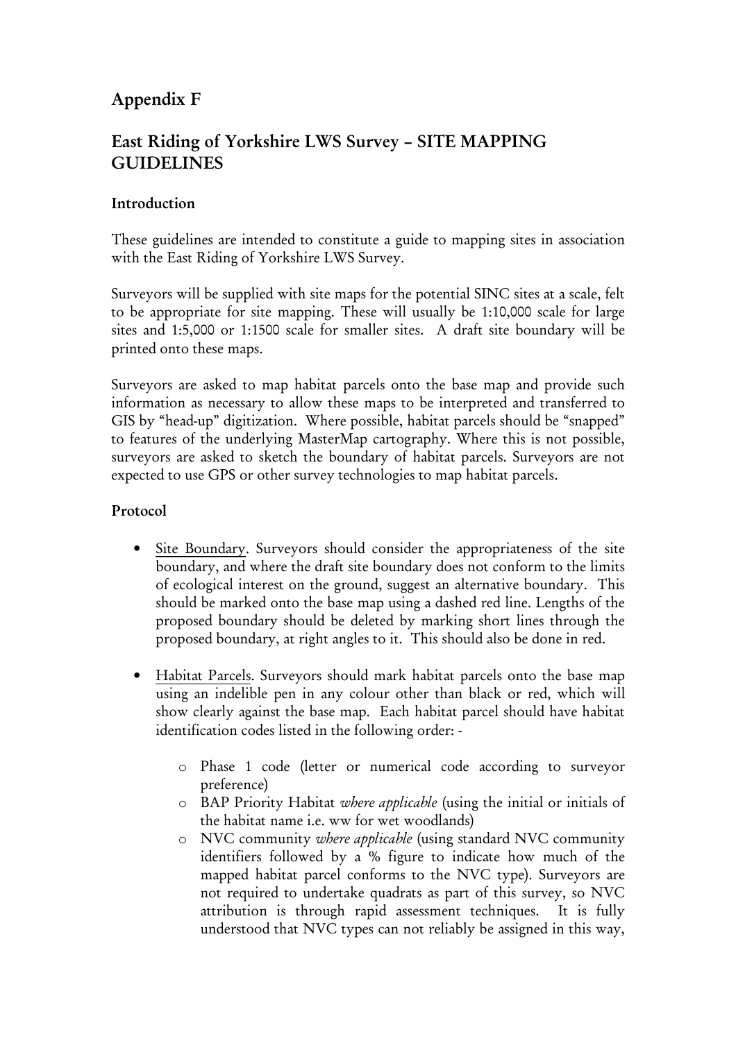# Appendix F

## East Riding of Yorkshire LWS Survey – SITE MAPPING GUIDELINES

### Introduction

These guidelines are intended to constitute a guide to mapping sites in association with the East Riding of Yorkshire LWS Survey.

Surveyors will be supplied with site maps for the potential SINC sites at a scale, felt to be appropriate for site mapping. These will usually be 1:10,000 scale for large sites and 1:5,000 or 1:1500 scale for smaller sites. A draft site boundary will be printed onto these maps.

Surveyors are asked to map habitat parcels onto the base map and provide such information as necessary to allow these maps to be interpreted and transferred to GIS by "head-up" digitization. Where possible, habitat parcels should be "snapped" to features of the underlying MasterMap cartography. Where this is not possible, surveyors are asked to sketch the boundary of habitat parcels. Surveyors are not expected to use GPS or other survey technologies to map habitat parcels.

### Protocol

- Site Boundary. Surveyors should consider the appropriateness of the site boundary, and where the draft site boundary does not conform to the limits of ecological interest on the ground, suggest an alternative boundary. This should be marked onto the base map using a dashed red line. Lengths of the proposed boundary should be deleted by marking short lines through the proposed boundary, at right angles to it. This should also be done in red.

- Habitat Parcels. Surveyors should mark habitat parcels onto the base map using an indelible pen in any colour other than black or red, which will show clearly against the base map. Each habitat parcel should have habitat identification codes listed in the following order: -
  - Phase 1 code (letter or numerical code according to surveyor preference)
  - BAP Priority Habitat *where applicable* (using the initial or initials of the habitat name i.e. ww for wet woodlands)
  - NVC community *where applicable* (using standard NVC community identifiers followed by a % figure to indicate how much of the mapped habitat parcel conforms to the NVC type). Surveyors are not required to undertake quadrats as part of this survey, so NVC attribution is through rapid assessment techniques. It is fully understood that NVC types can not reliably be assigned in this way,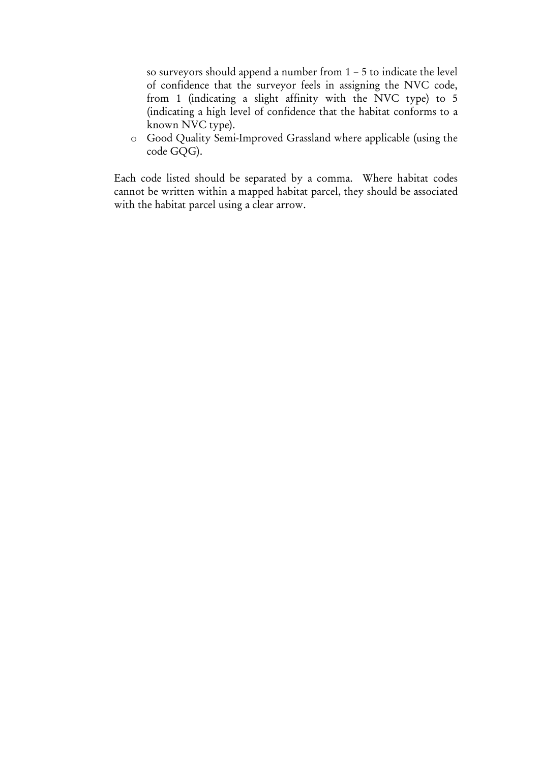so surveyors should append a number from 1 – 5 to indicate the level of confidence that the surveyor feels in assigning the NVC code, from 1 (indicating a slight affinity with the NVC type) to 5 (indicating a high level of confidence that the habitat conforms to a known NVC type).

- Good Quality Semi-Improved Grassland where applicable (using the code GQG).

Each code listed should be separated by a comma. Where habitat codes cannot be written within a mapped habitat parcel, they should be associated with the habitat parcel using a clear arrow.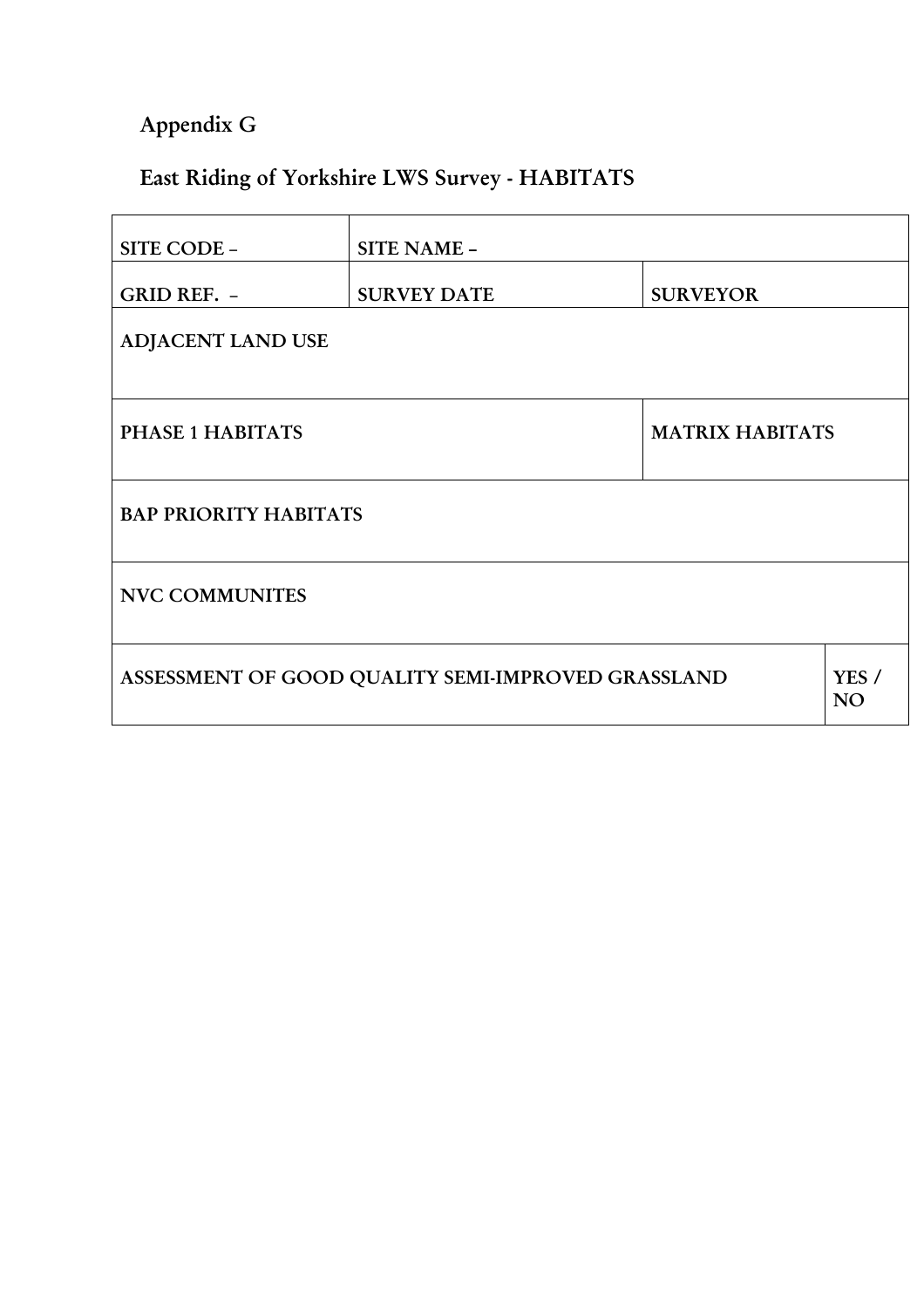## Appendix G

## East Riding of Yorkshire LWS Survey - HABITATS

| | | | |
|---|---|---|---|
| **SITE CODE –** | **SITE NAME –** | | |
| **GRID REF. –** | **SURVEY DATE** | **SURVEYOR** | |
| **ADJACENT LAND USE** | | | |
| **PHASE 1 HABITATS** | | **MATRIX HABITATS** | |
| **BAP PRIORITY HABITATS** | | | |
| **NVC COMMUNITES** | | | |
| **ASSESSMENT OF GOOD QUALITY SEMI-IMPROVED GRASSLAND** | | | **YES / NO** |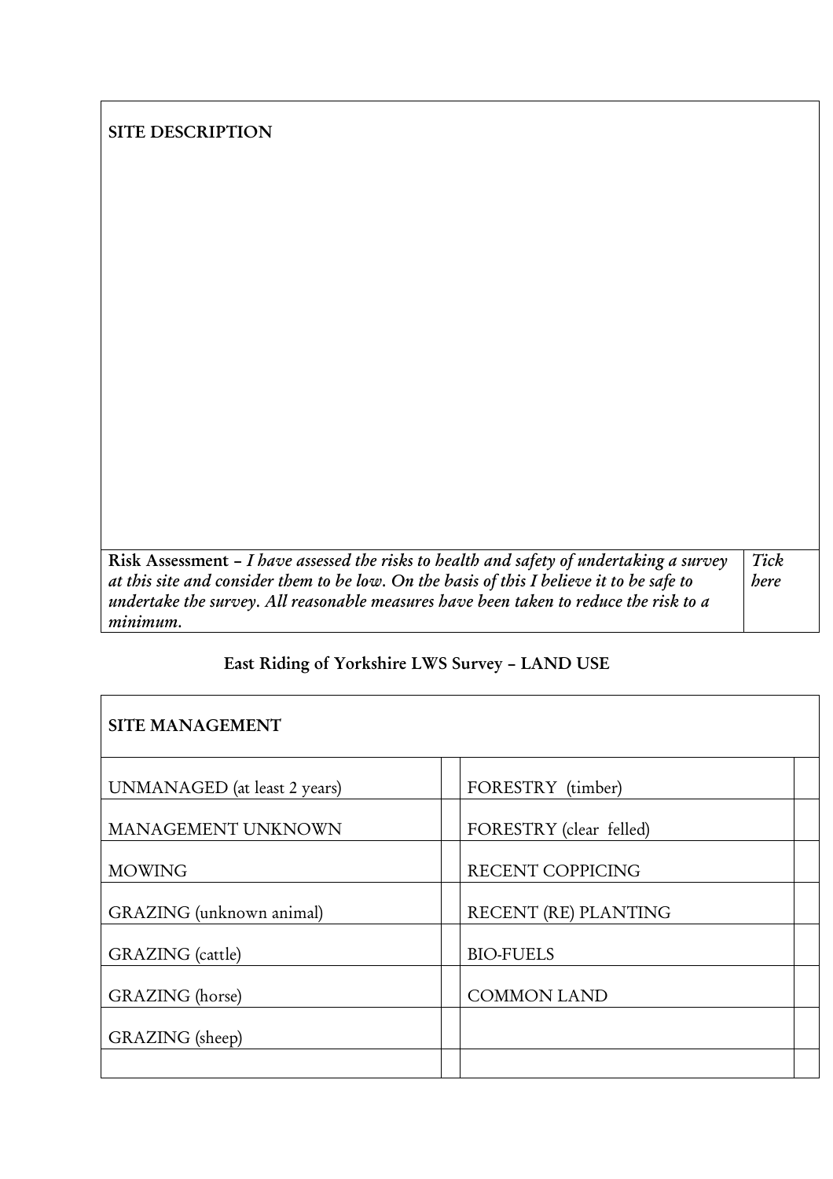| **SITE DESCRIPTION** | |
|---|---|
| | |
| **Risk Assessment** – *I have assessed the risks to health and safety of undertaking a survey at this site and consider them to be low. On the basis of this I believe it to be safe to undertake the survey. All reasonable measures have been taken to reduce the risk to a minimum.* | *Tick here* |

## East Riding of Yorkshire LWS Survey – LAND USE

| **SITE MANAGEMENT** | | | |
|---|---|---|---|
| UNMANAGED (at least 2 years) | | FORESTRY (timber) | |
| MANAGEMENT UNKNOWN | | FORESTRY (clear felled) | |
| MOWING | | RECENT COPPICING | |
| GRAZING (unknown animal) | | RECENT (RE) PLANTING | |
| GRAZING (cattle) | | BIO-FUELS | |
| GRAZING (horse) | | COMMON LAND | |
| GRAZING (sheep) | | | |
| | | | |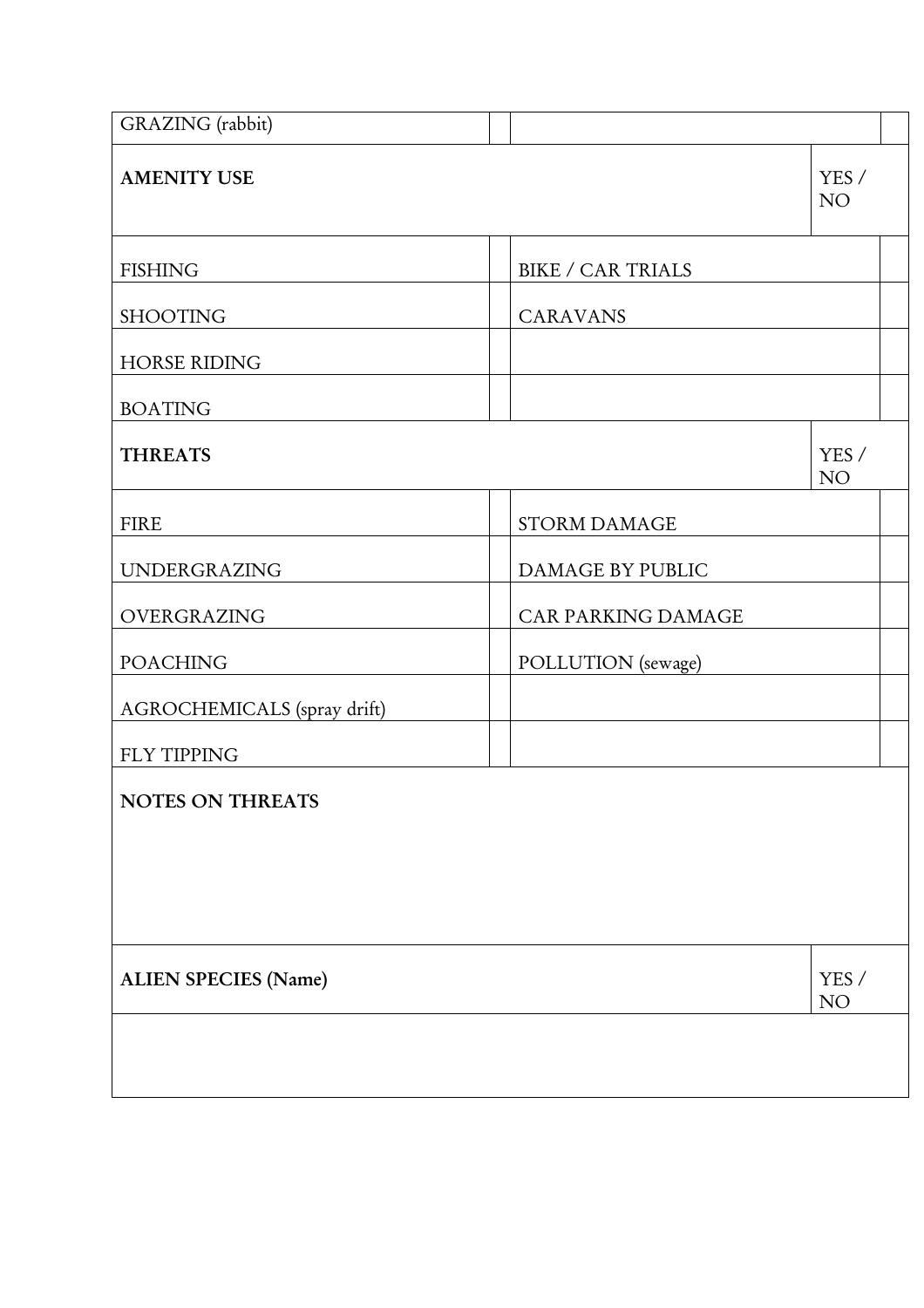| | | | |
|---|---|---|---|
| GRAZING (rabbit) | | | |
| **AMENITY USE** | | | YES / NO |
| FISHING | | BIKE / CAR TRIALS | |
| SHOOTING | | CARAVANS | |
| HORSE RIDING | | | |
| BOATING | | | |
| **THREATS** | | | YES / NO |
| FIRE | | STORM DAMAGE | |
| UNDERGRAZING | | DAMAGE BY PUBLIC | |
| OVERGRAZING | | CAR PARKING DAMAGE | |
| POACHING | | POLLUTION (sewage) | |
| AGROCHEMICALS (spray drift) | | | |
| FLY TIPPING | | | |
| **NOTES ON THREATS** | | | |
| **ALIEN SPECIES (Name)** | | | YES / NO |
| | | | |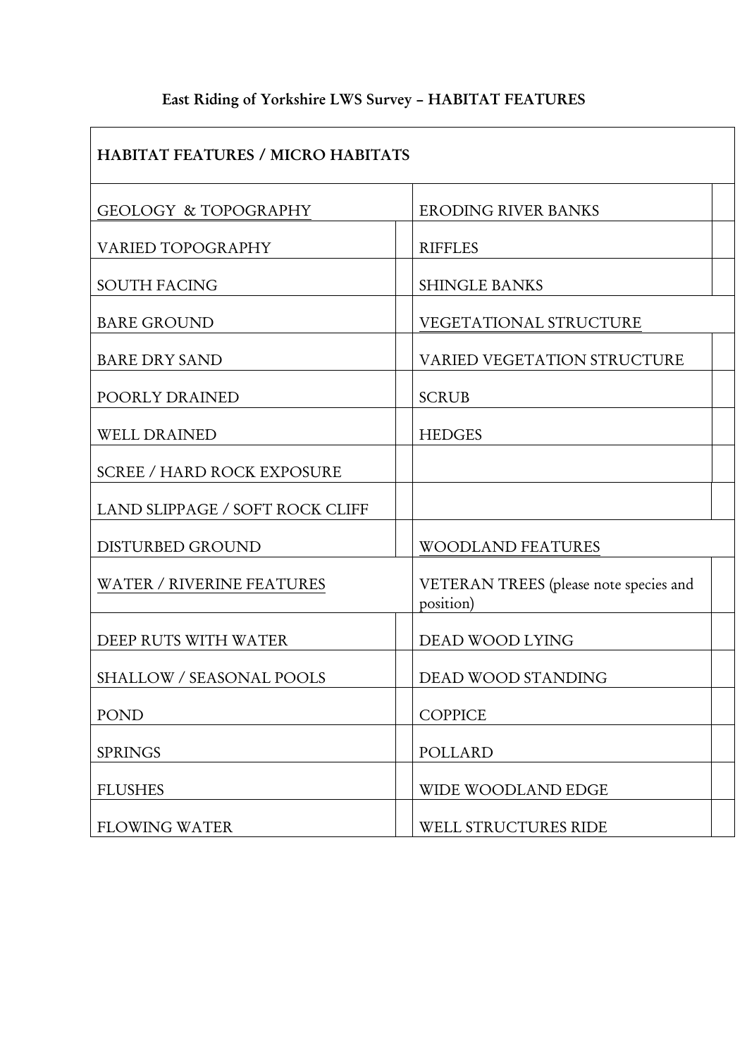## East Riding of Yorkshire LWS Survey – HABITAT FEATURES

| HABITAT FEATURES / MICRO HABITATS | | | |
|---|---|---|---|
| GEOLOGY & TOPOGRAPHY | | ERODING RIVER BANKS | |
| VARIED TOPOGRAPHY | | RIFFLES | |
| SOUTH FACING | | SHINGLE BANKS | |
| BARE GROUND | | VEGETATIONAL STRUCTURE | |
| BARE DRY SAND | | VARIED VEGETATION STRUCTURE | |
| POORLY DRAINED | | SCRUB | |
| WELL DRAINED | | HEDGES | |
| SCREE / HARD ROCK EXPOSURE | | | |
| LAND SLIPPAGE / SOFT ROCK CLIFF | | | |
| DISTURBED GROUND | | WOODLAND FEATURES | |
| WATER / RIVERINE FEATURES | | VETERAN TREES (please note species and position) | |
| DEEP RUTS WITH WATER | | DEAD WOOD LYING | |
| SHALLOW / SEASONAL POOLS | | DEAD WOOD STANDING | |
| POND | | COPPICE | |
| SPRINGS | | POLLARD | |
| FLUSHES | | WIDE WOODLAND EDGE | |
| FLOWING WATER | | WELL STRUCTURES RIDE | |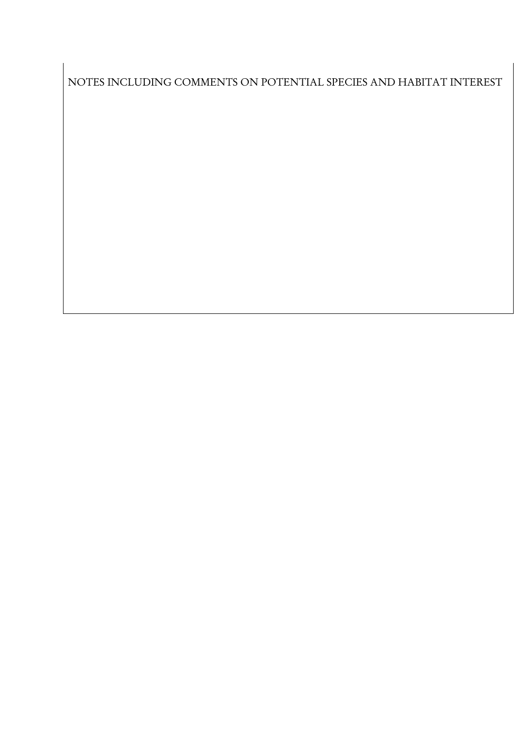NOTES INCLUDING COMMENTS ON POTENTIAL SPECIES AND HABITAT INTEREST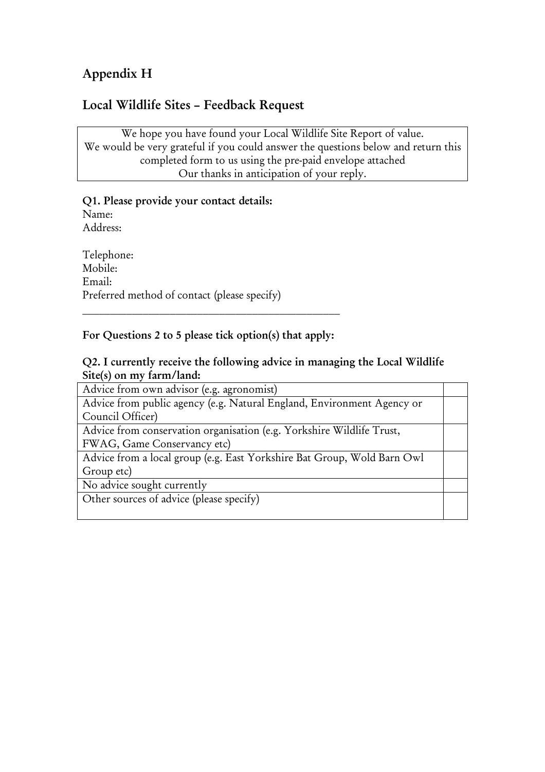## Appendix H

## Local Wildlife Sites – Feedback Request

| |
|---|
| We hope you have found your Local Wildlife Site Report of value. We would be very grateful if you could answer the questions below and return this completed form to us using the pre-paid envelope attached Our thanks in anticipation of your reply. |

**Q1. Please provide your contact details:**

Name:

Address:

Telephone:

Mobile:

Email:

Preferred method of contact (please specify)

_______________________________________________

**For Questions 2 to 5 please tick option(s) that apply:**

**Q2. I currently receive the following advice in managing the Local Wildlife Site(s) on my farm/land:**

| | |
|---|---|
| Advice from own advisor (e.g. agronomist) | |
| Advice from public agency (e.g. Natural England, Environment Agency or Council Officer) | |
| Advice from conservation organisation (e.g. Yorkshire Wildlife Trust, FWAG, Game Conservancy etc) | |
| Advice from a local group (e.g. East Yorkshire Bat Group, Wold Barn Owl Group etc) | |
| No advice sought currently | |
| Other sources of advice (please specify) | |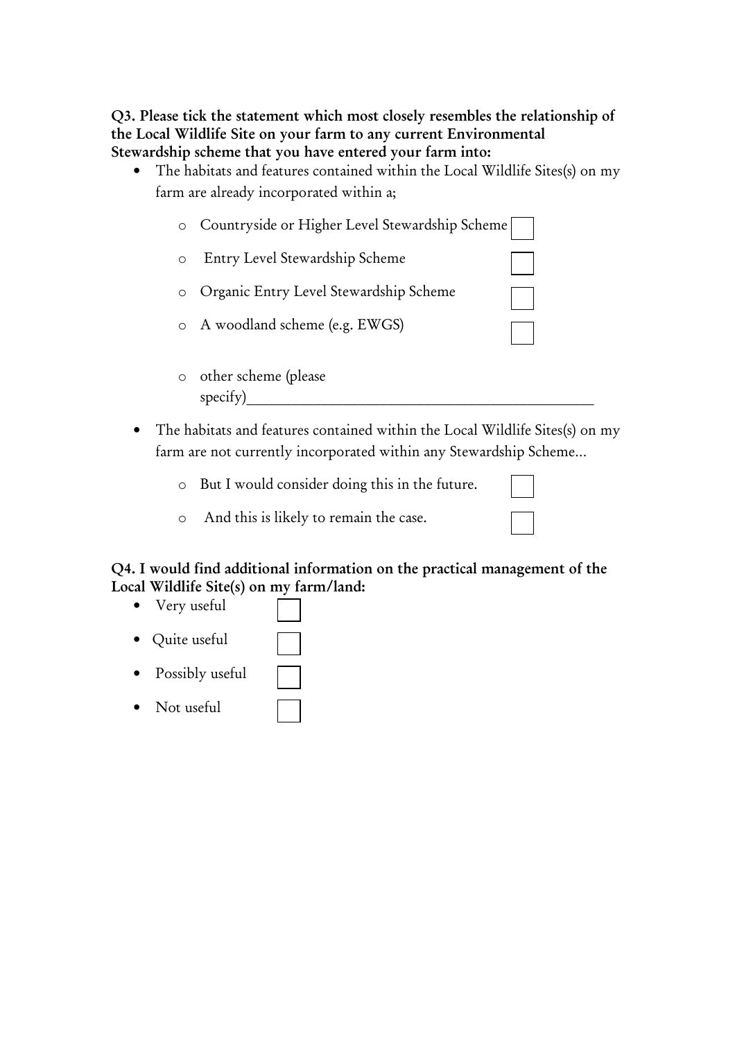**Q3. Please tick the statement which most closely resembles the relationship of the Local Wildlife Site on your farm to any current Environmental Stewardship scheme that you have entered your farm into:**

- The habitats and features contained within the Local Wildlife Sites(s) on my farm are already incorporated within a;
  - Countryside or Higher Level Stewardship Scheme ☐
  - Entry Level Stewardship Scheme ☐
  - Organic Entry Level Stewardship Scheme ☐
  - A woodland scheme (e.g. EWGS) ☐
  - other scheme (please specify)_______________________________________________
- The habitats and features contained within the Local Wildlife Sites(s) on my farm are not currently incorporated within any Stewardship Scheme…
  - But I would consider doing this in the future. ☐
  - And this is likely to remain the case. ☐

**Q4. I would find additional information on the practical management of the Local Wildlife Site(s) on my farm/land:**

- Very useful ☐
- Quite useful ☐
- Possibly useful ☐
- Not useful ☐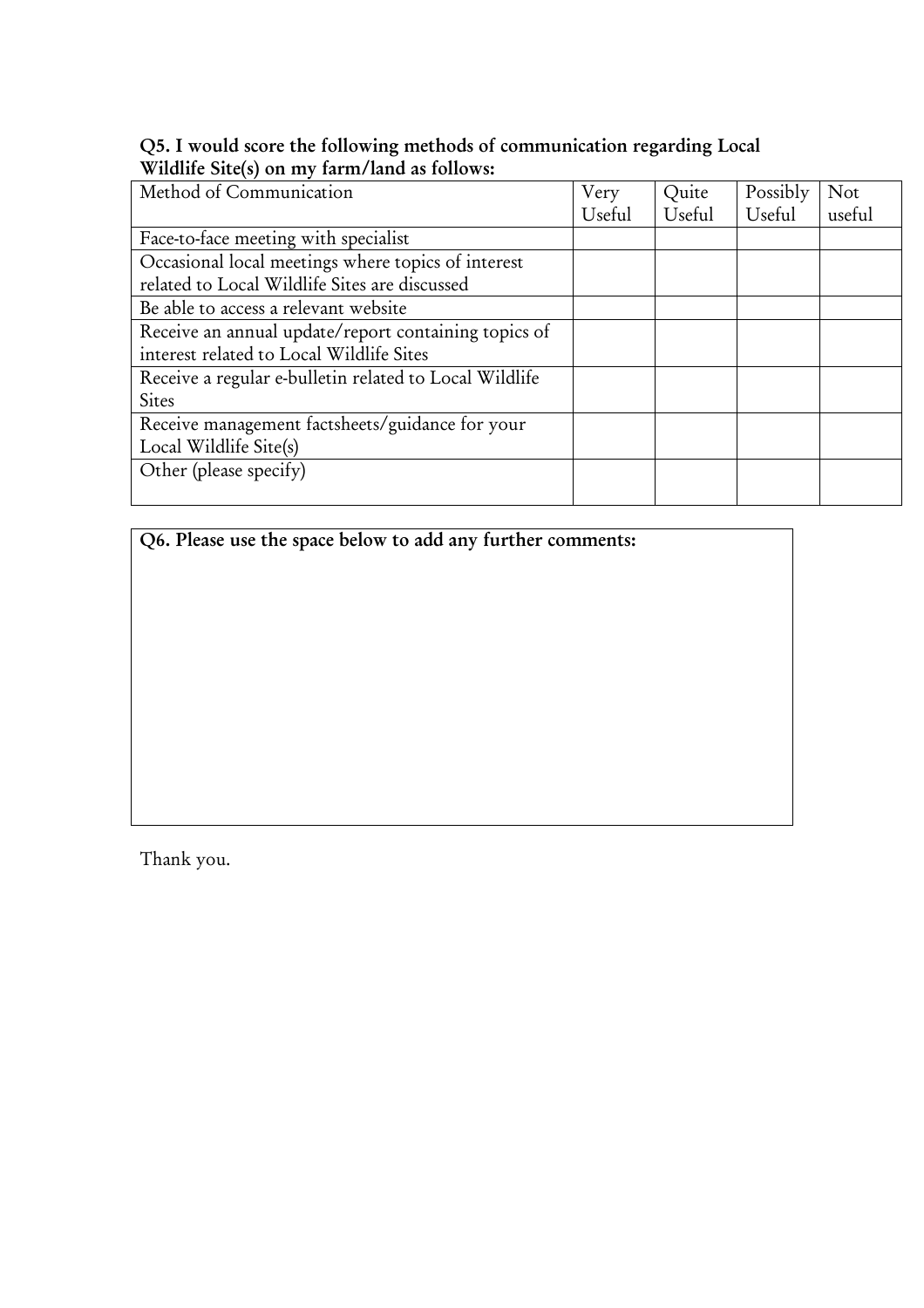**Q5. I would score the following methods of communication regarding Local Wildlife Site(s) on my farm/land as follows:**

| Method of Communication | Very Useful | Quite Useful | Possibly Useful | Not useful |
|---|---|---|---|---|
| Face-to-face meeting with specialist | | | | |
| Occasional local meetings where topics of interest related to Local Wildlife Sites are discussed | | | | |
| Be able to access a relevant website | | | | |
| Receive an annual update/report containing topics of interest related to Local Wildlife Sites | | | | |
| Receive a regular e-bulletin related to Local Wildlife Sites | | | | |
| Receive management factsheets/guidance for your Local Wildlife Site(s) | | | | |
| Other (please specify) | | | | |

**Q6. Please use the space below to add any further comments:**

Thank you.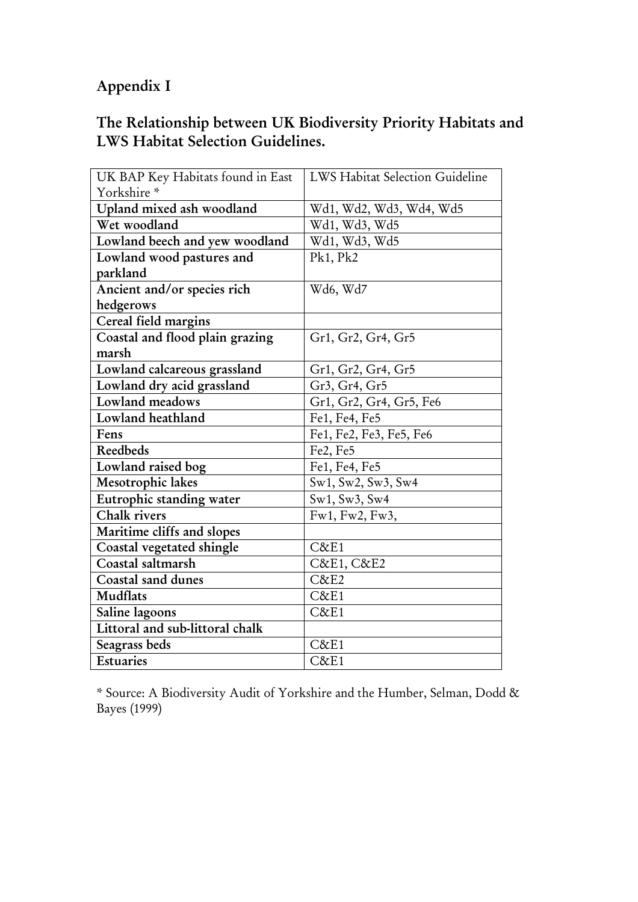## Appendix I

## The Relationship between UK Biodiversity Priority Habitats and LWS Habitat Selection Guidelines.

| UK BAP Key Habitats found in East Yorkshire * | LWS Habitat Selection Guideline |
|---|---|
| **Upland mixed ash woodland** | Wd1, Wd2, Wd3, Wd4, Wd5 |
| **Wet woodland** | Wd1, Wd3, Wd5 |
| **Lowland beech and yew woodland** | Wd1, Wd3, Wd5 |
| **Lowland wood pastures and parkland** | Pk1, Pk2 |
| **Ancient and/or species rich hedgerows** | Wd6, Wd7 |
| **Cereal field margins** | |
| **Coastal and flood plain grazing marsh** | Gr1, Gr2, Gr4, Gr5 |
| **Lowland calcareous grassland** | Gr1, Gr2, Gr4, Gr5 |
| **Lowland dry acid grassland** | Gr3, Gr4, Gr5 |
| **Lowland meadows** | Gr1, Gr2, Gr4, Gr5, Fe6 |
| **Lowland heathland** | Fe1, Fe4, Fe5 |
| **Fens** | Fe1, Fe2, Fe3, Fe5, Fe6 |
| **Reedbeds** | Fe2, Fe5 |
| **Lowland raised bog** | Fe1, Fe4, Fe5 |
| **Mesotrophic lakes** | Sw1, Sw2, Sw3, Sw4 |
| **Eutrophic standing water** | Sw1, Sw3, Sw4 |
| **Chalk rivers** | Fw1, Fw2, Fw3, |
| **Maritime cliffs and slopes** | |
| **Coastal vegetated shingle** | C&E1 |
| **Coastal saltmarsh** | C&E1, C&E2 |
| **Coastal sand dunes** | C&E2 |
| **Mudflats** | C&E1 |
| **Saline lagoons** | C&E1 |
| **Littoral and sub-littoral chalk** | |
| **Seagrass beds** | C&E1 |
| **Estuaries** | C&E1 |

* Source: A Biodiversity Audit of Yorkshire and the Humber, Selman, Dodd & Bayes (1999)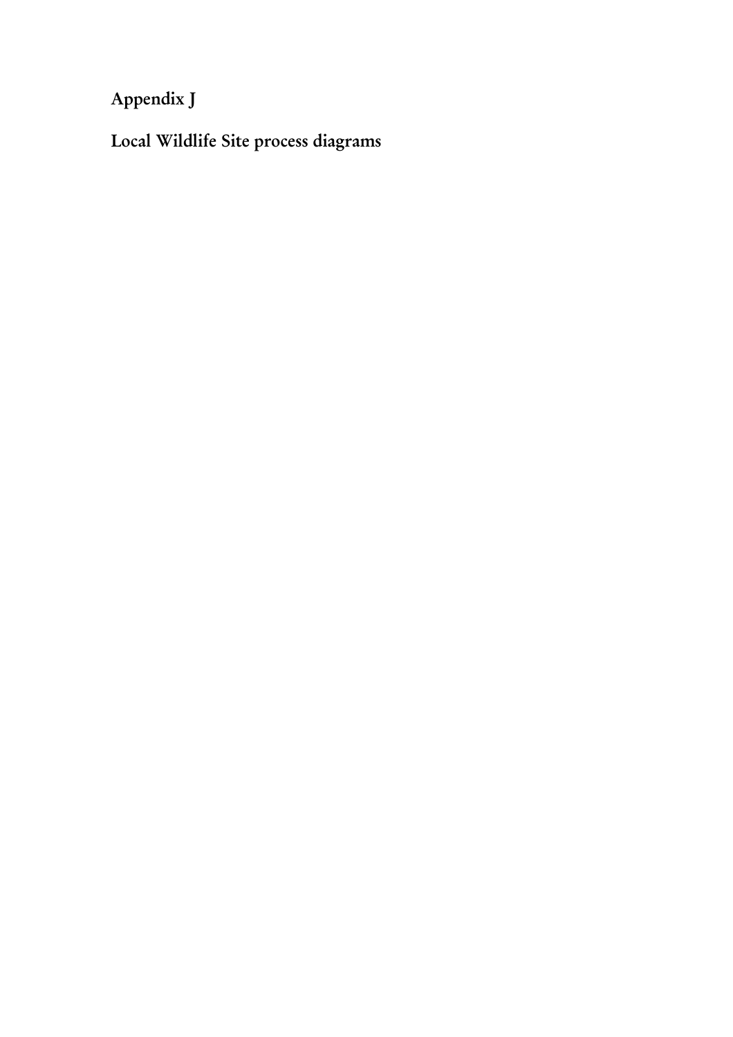## Appendix J

## Local Wildlife Site process diagrams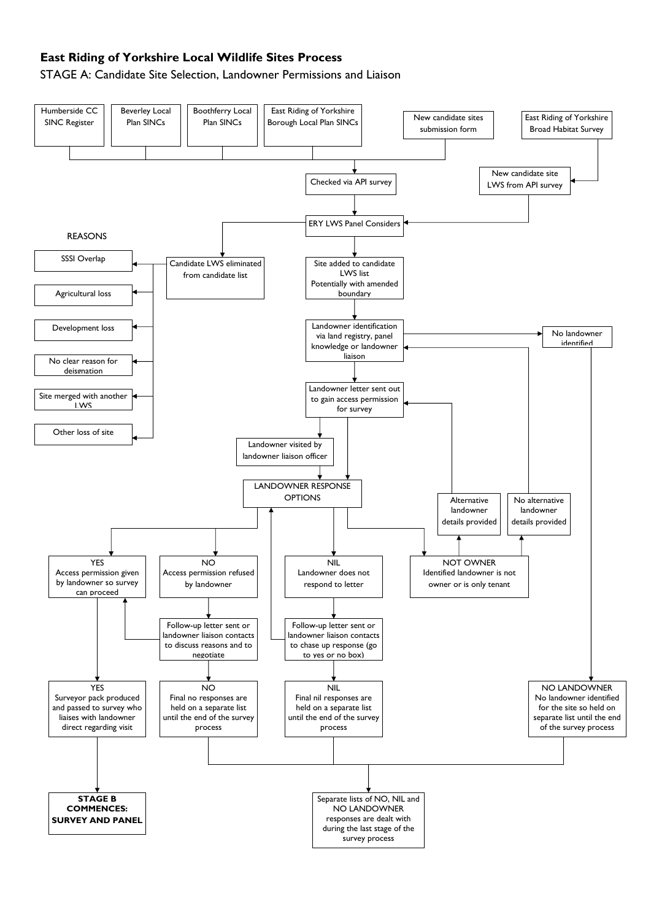# East Riding of Yorkshire Local Wildlife Sites Process

STAGE A: Candidate Site Selection, Landowner Permissions and Liaison

Humberside CC SINC Register

Beverley Local Plan SINCs

Boothferry Local Plan SINCs

East Riding of Yorkshire Borough Local Plan SINCs

New candidate sites submission form

East Riding of Yorkshire Broad Habitat Survey

Checked via API survey

New candidate site LWS from API survey

ERY LWS Panel Considers

REASONS

SSSI Overlap

Agricultural loss

Development loss

No clear reason for deisgnation

Site merged with another LWS

Other loss of site

Candidate LWS eliminated from candidate list

Site added to candidate LWS list Potentially with amended boundary

Landowner identification via land registry, panel knowledge or landowner liaison

No landowner identified

Landowner letter sent out to gain access permission for survey

Landowner visited by landowner liaison officer

LANDOWNER RESPONSE OPTIONS

Alternative landowner details provided

No alternative landowner details provided

YES Access permission given by landowner so survey can proceed

NO Access permission refused by landowner

NIL Landowner does not respond to letter

NOT OWNER Identified landowner is not owner or is only tenant

Follow-up letter sent or landowner liaison contacts to discuss reasons and to negotiate

Follow-up letter sent or landowner liaison contacts to chase up response (go to yes or no box)

YES Surveyor pack produced and passed to survey who liaises with landowner direct regarding visit

NO Final no responses are held on a separate list until the end of the survey process

NIL Final nil responses are held on a separate list until the end of the survey process

NO LANDOWNER No landowner identified for the site so held on separate list until the end of the survey process

**STAGE B COMMENCES: SURVEY AND PANEL**

Separate lists of NO, NIL and NO LANDOWNER responses are dealt with during the last stage of the survey process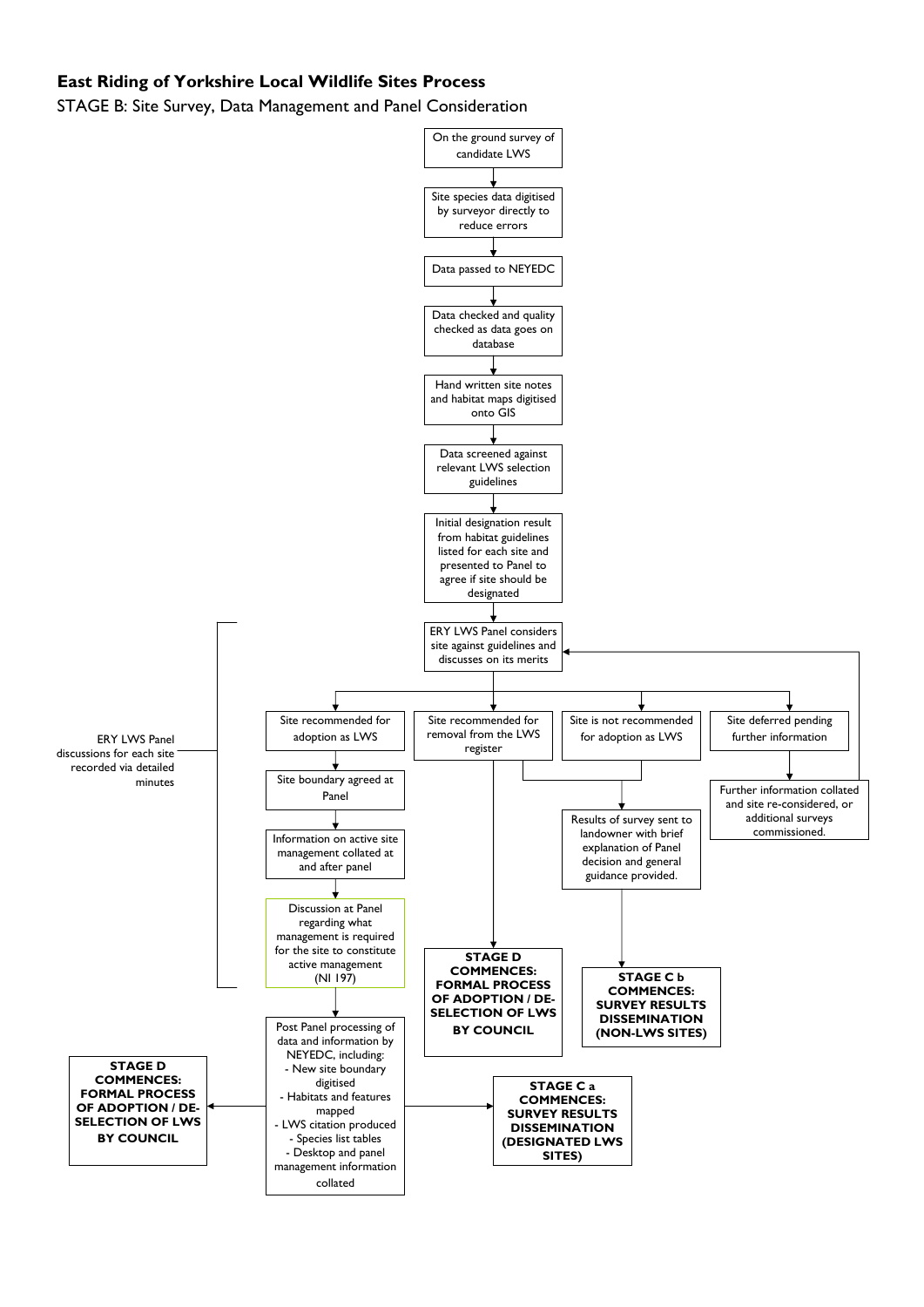## East Riding of Yorkshire Local Wildlife Sites Process

STAGE B: Site Survey, Data Management and Panel Consideration

On the ground survey of candidate LWS

Site species data digitised by surveyor directly to reduce errors

Data passed to NEYEDC

Data checked and quality checked as data goes on database

Hand written site notes and habitat maps digitised onto GIS

Data screened against relevant LWS selection guidelines

Initial designation result from habitat guidelines listed for each site and presented to Panel to agree if site should be designated

ERY LWS Panel considers site against guidelines and discusses on its merits

ERY LWS Panel discussions for each site recorded via detailed minutes

Site recommended for adoption as LWS

Site boundary agreed at Panel

Information on active site management collated at and after panel

Discussion at Panel regarding what management is required for the site to constitute active management (NI 197)

Post Panel processing of data and information by NEYEDC, including:
- New site boundary digitised
- Habitats and features mapped
- LWS citation produced
- Species list tables
- Desktop and panel management information collated

**STAGE D COMMENCES: FORMAL PROCESS OF ADOPTION / DE-SELECTION OF LWS BY COUNCIL**

**STAGE C a COMMENCES: SURVEY RESULTS DISSEMINATION (DESIGNATED LWS SITES)**

Site recommended for removal from the LWS register

**STAGE D COMMENCES: FORMAL PROCESS OF ADOPTION / DE-SELECTION OF LWS BY COUNCIL**

Site is not recommended for adoption as LWS

Results of survey sent to landowner with brief explanation of Panel decision and general guidance provided.

**STAGE C b COMMENCES: SURVEY RESULTS DISSEMINATION (NON-LWS SITES)**

Site deferred pending further information

Further information collated and site re-considered, or additional surveys commissioned.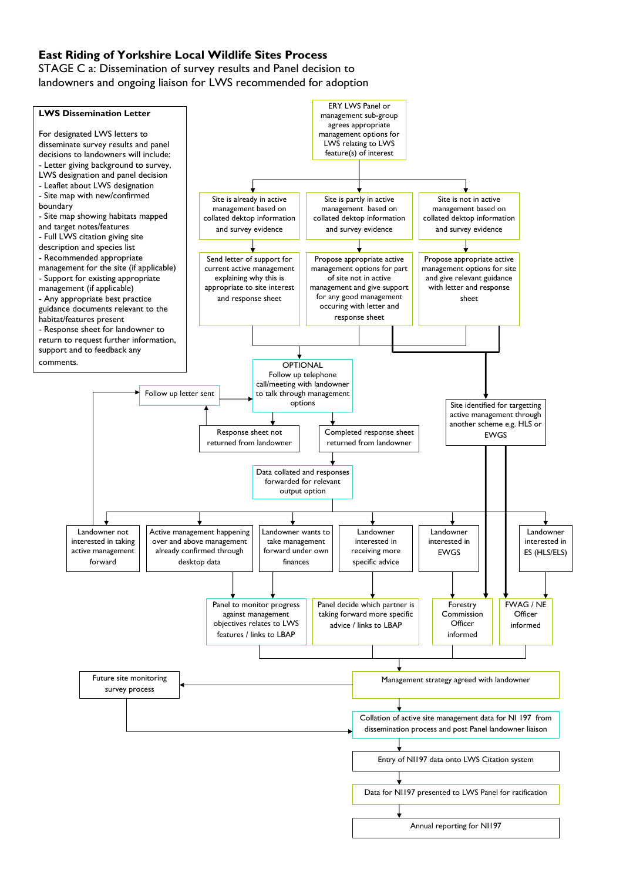**East Riding of Yorkshire Local Wildlife Sites Process**

STAGE C a: Dissemination of survey results and Panel decision to landowners and ongoing liaison for LWS recommended for adoption

**LWS Dissemination Letter**

For designated LWS letters to disseminate survey results and panel decisions to landowners will include:
- Letter giving background to survey, LWS designation and panel decision
- Leaflet about LWS designation
- Site map with new/confirmed boundary
- Site map showing habitats mapped and target notes/features
- Full LWS citation giving site description and species list
- Recommended appropriate management for the site (if applicable)
- Support for existing appropriate management (if applicable)
- Any appropriate best practice guidance documents relevant to the habitat/features present
- Response sheet for landowner to return to request further information, support and to feedback any comments.

ERY LWS Panel or management sub-group agrees appropriate management options for LWS relating to LWS feature(s) of interest

Site is already in active management based on collated dektop information and survey evidence

Site is partly in active management based on collated dektop information and survey evidence

Site is not in active management based on collated dektop information and survey evidence

Send letter of support for current active management explaining why this is appropriate to site interest and response sheet

Propose appropriate active management options for part of site not in active management and give support for any good management occuring with letter and response sheet

Propose appropriate active management options for site and give relevant guidance with letter and response sheet

OPTIONAL
Follow up telephone call/meeting with landowner to talk through management options

Follow up letter sent

Response sheet not returned from landowner

Completed response sheet returned from landowner

Site identified for targetting active management through another scheme e.g. HLS or EWGS

Data collated and responses forwarded for relevant output option

Landowner not interested in taking active management forward

Active management happening over and above management already confirmed through desktop data

Landowner wants to take management forward under own finances

Landowner interested in receiving more specific advice

Landowner interested in EWGS

Landowner interested in ES (HLS/ELS)

Panel to monitor progress against management objectives relates to LWS features / links to LBAP

Panel decide which partner is taking forward more specific advice / links to LBAP

Forestry Commission Officer informed

FWAG / NE Officer informed

Future site monitoring survey process

Management strategy agreed with landowner

Collation of active site management data for NI 197 from dissemination process and post Panel landowner liaison

Entry of NI197 data onto LWS Citation system

Data for NI197 presented to LWS Panel for ratification

Annual reporting for NI197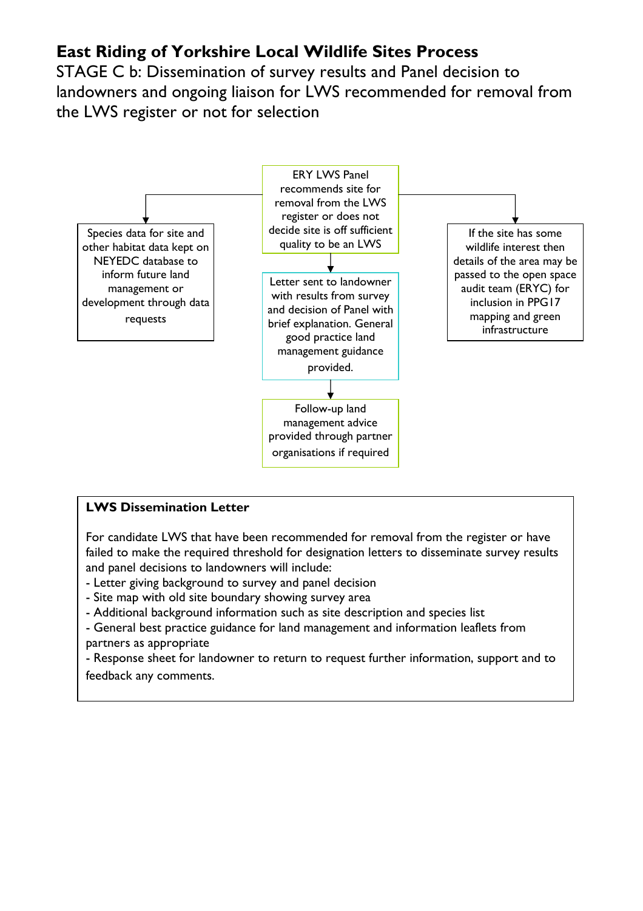**East Riding of Yorkshire Local Wildlife Sites Process**

STAGE C b: Dissemination of survey results and Panel decision to landowners and ongoing liaison for LWS recommended for removal from the LWS register or not for selection

ERY LWS Panel recommends site for removal from the LWS register or does not decide site is off sufficient quality to be an LWS

Species data for site and other habitat data kept on NEYEDC database to inform future land management or development through data requests

Letter sent to landowner with results from survey and decision of Panel with brief explanation. General good practice land management guidance provided.

If the site has some wildlife interest then details of the area may be passed to the open space audit team (ERYC) for inclusion in PPG17 mapping and green infrastructure

Follow-up land management advice provided through partner organisations if required

**LWS Dissemination Letter**

For candidate LWS that have been recommended for removal from the register or have failed to make the required threshold for designation letters to disseminate survey results and panel decisions to landowners will include:

- Letter giving background to survey and panel decision
- Site map with old site boundary showing survey area
- Additional background information such as site description and species list
- General best practice guidance for land management and information leaflets from partners as appropriate
- Response sheet for landowner to return to request further information, support and to feedback any comments.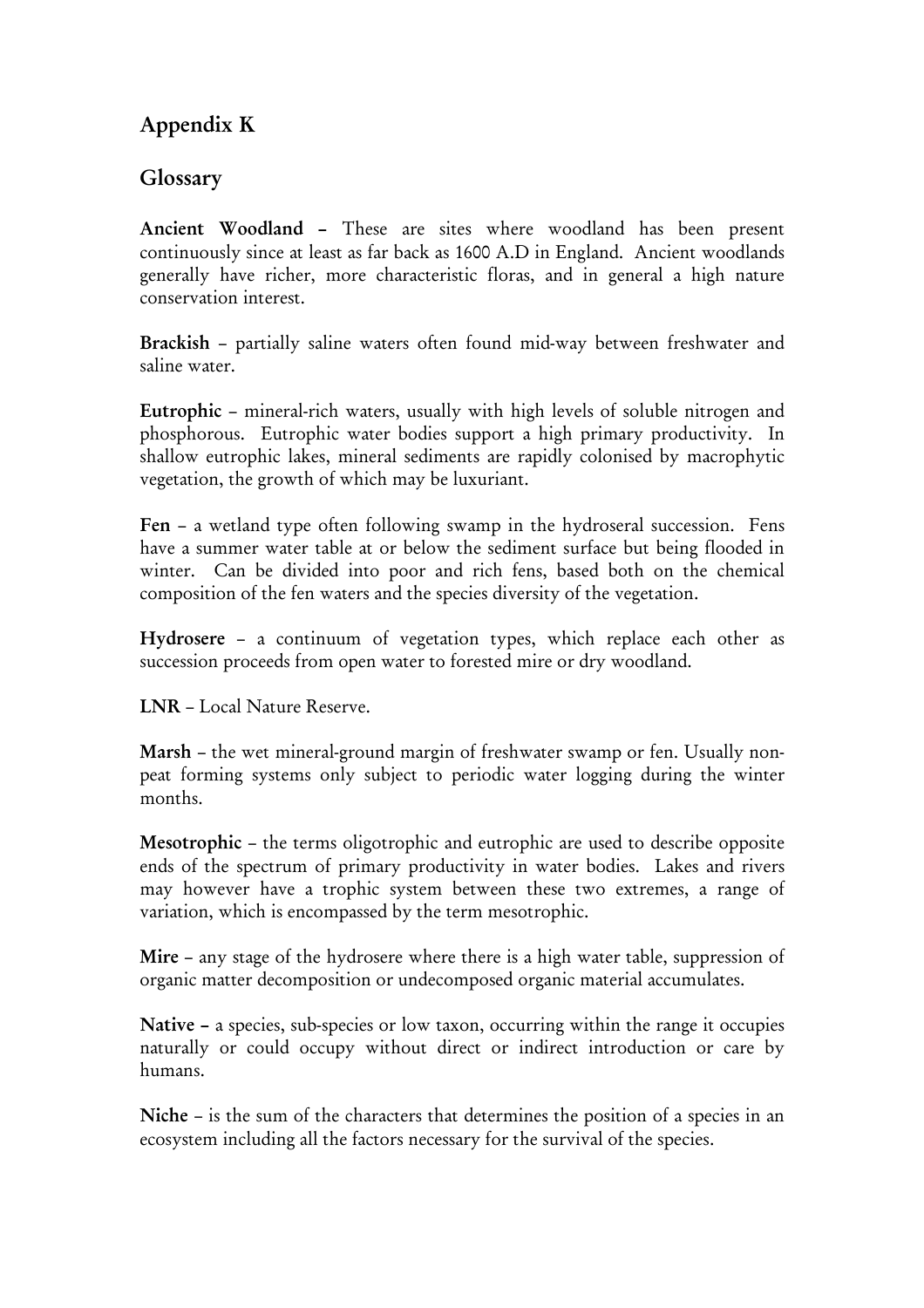## Appendix K

## Glossary

**Ancient Woodland –** These are sites where woodland has been present continuously since at least as far back as 1600 A.D in England. Ancient woodlands generally have richer, more characteristic floras, and in general a high nature conservation interest.

**Brackish** – partially saline waters often found mid-way between freshwater and saline water.

**Eutrophic** – mineral-rich waters, usually with high levels of soluble nitrogen and phosphorous. Eutrophic water bodies support a high primary productivity. In shallow eutrophic lakes, mineral sediments are rapidly colonised by macrophytic vegetation, the growth of which may be luxuriant.

**Fen** – a wetland type often following swamp in the hydroseral succession. Fens have a summer water table at or below the sediment surface but being flooded in winter. Can be divided into poor and rich fens, based both on the chemical composition of the fen waters and the species diversity of the vegetation.

**Hydrosere** – a continuum of vegetation types, which replace each other as succession proceeds from open water to forested mire or dry woodland.

**LNR** – Local Nature Reserve.

**Marsh** – the wet mineral-ground margin of freshwater swamp or fen. Usually non-peat forming systems only subject to periodic water logging during the winter months.

**Mesotrophic** – the terms oligotrophic and eutrophic are used to describe opposite ends of the spectrum of primary productivity in water bodies. Lakes and rivers may however have a trophic system between these two extremes, a range of variation, which is encompassed by the term mesotrophic.

**Mire** – any stage of the hydrosere where there is a high water table, suppression of organic matter decomposition or undecomposed organic material accumulates.

**Native –** a species, sub-species or low taxon, occurring within the range it occupies naturally or could occupy without direct or indirect introduction or care by humans.

**Niche** – is the sum of the characters that determines the position of a species in an ecosystem including all the factors necessary for the survival of the species.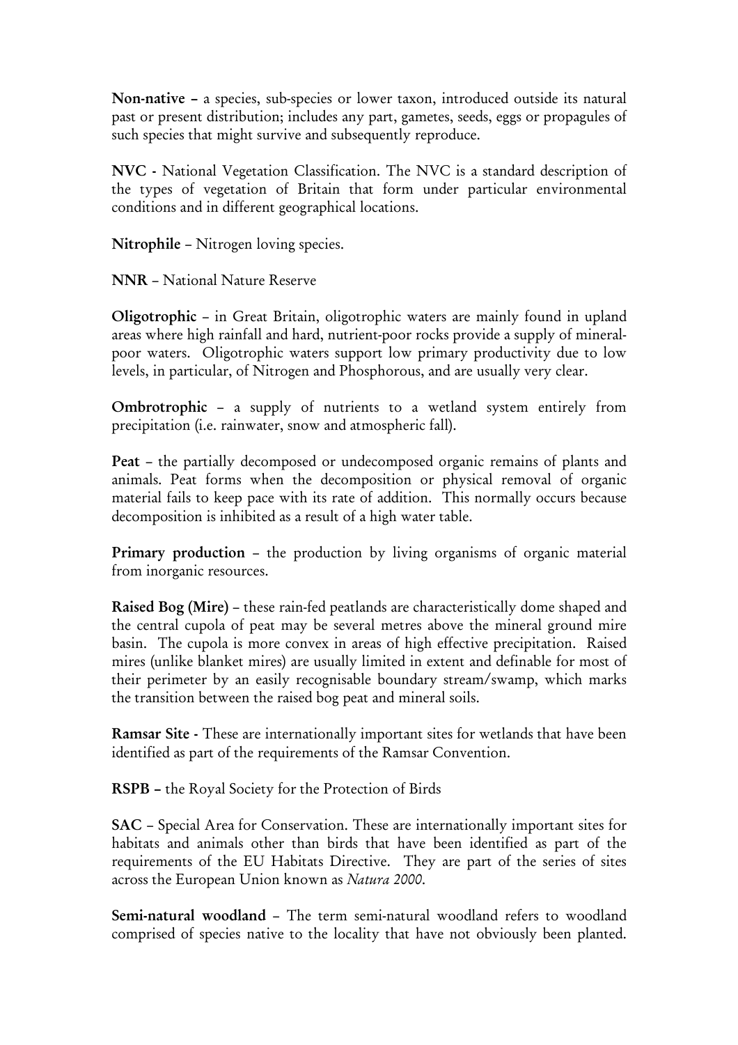**Non-native –** a species, sub-species or lower taxon, introduced outside its natural past or present distribution; includes any part, gametes, seeds, eggs or propagules of such species that might survive and subsequently reproduce.

**NVC -** National Vegetation Classification. The NVC is a standard description of the types of vegetation of Britain that form under particular environmental conditions and in different geographical locations.

**Nitrophile** – Nitrogen loving species.

**NNR** – National Nature Reserve

**Oligotrophic** – in Great Britain, oligotrophic waters are mainly found in upland areas where high rainfall and hard, nutrient-poor rocks provide a supply of mineral-poor waters. Oligotrophic waters support low primary productivity due to low levels, in particular, of Nitrogen and Phosphorous, and are usually very clear.

**Ombrotrophic** – a supply of nutrients to a wetland system entirely from precipitation (i.e. rainwater, snow and atmospheric fall).

**Peat** – the partially decomposed or undecomposed organic remains of plants and animals. Peat forms when the decomposition or physical removal of organic material fails to keep pace with its rate of addition. This normally occurs because decomposition is inhibited as a result of a high water table.

**Primary production** – the production by living organisms of organic material from inorganic resources.

**Raised Bog (Mire)** – these rain-fed peatlands are characteristically dome shaped and the central cupola of peat may be several metres above the mineral ground mire basin. The cupola is more convex in areas of high effective precipitation. Raised mires (unlike blanket mires) are usually limited in extent and definable for most of their perimeter by an easily recognisable boundary stream/swamp, which marks the transition between the raised bog peat and mineral soils.

**Ramsar Site -** These are internationally important sites for wetlands that have been identified as part of the requirements of the Ramsar Convention.

**RSPB –** the Royal Society for the Protection of Birds

**SAC** – Special Area for Conservation. These are internationally important sites for habitats and animals other than birds that have been identified as part of the requirements of the EU Habitats Directive. They are part of the series of sites across the European Union known as *Natura 2000*.

**Semi-natural woodland** – The term semi-natural woodland refers to woodland comprised of species native to the locality that have not obviously been planted.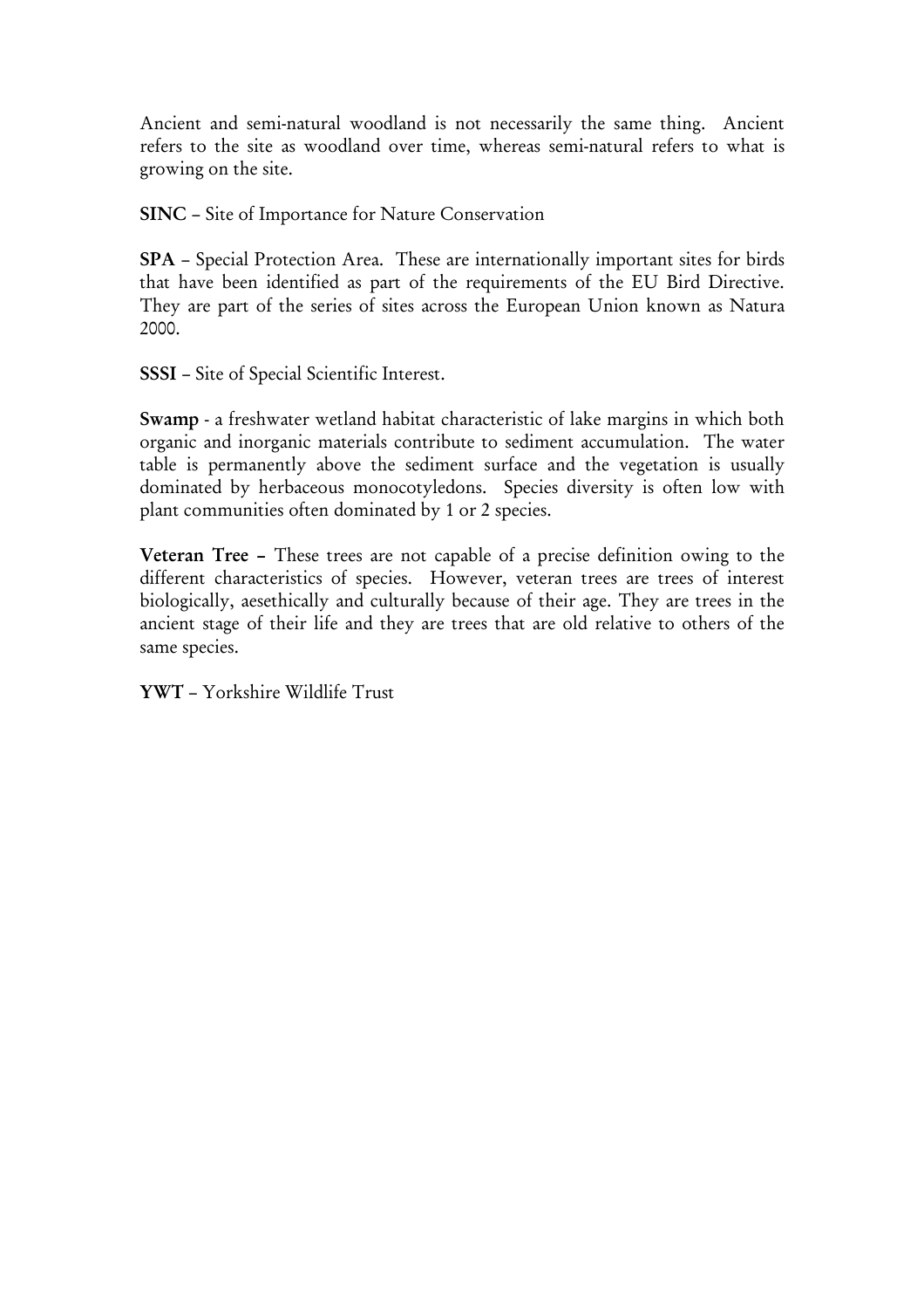Ancient and semi-natural woodland is not necessarily the same thing. Ancient refers to the site as woodland over time, whereas semi-natural refers to what is growing on the site.

**SINC** – Site of Importance for Nature Conservation

**SPA** – Special Protection Area. These are internationally important sites for birds that have been identified as part of the requirements of the EU Bird Directive. They are part of the series of sites across the European Union known as Natura 2000.

**SSSI** – Site of Special Scientific Interest.

**Swamp** - a freshwater wetland habitat characteristic of lake margins in which both organic and inorganic materials contribute to sediment accumulation. The water table is permanently above the sediment surface and the vegetation is usually dominated by herbaceous monocotyledons. Species diversity is often low with plant communities often dominated by 1 or 2 species.

**Veteran Tree –** These trees are not capable of a precise definition owing to the different characteristics of species. However, veteran trees are trees of interest biologically, aesethically and culturally because of their age. They are trees in the ancient stage of their life and they are trees that are old relative to others of the same species.

**YWT** – Yorkshire Wildlife Trust